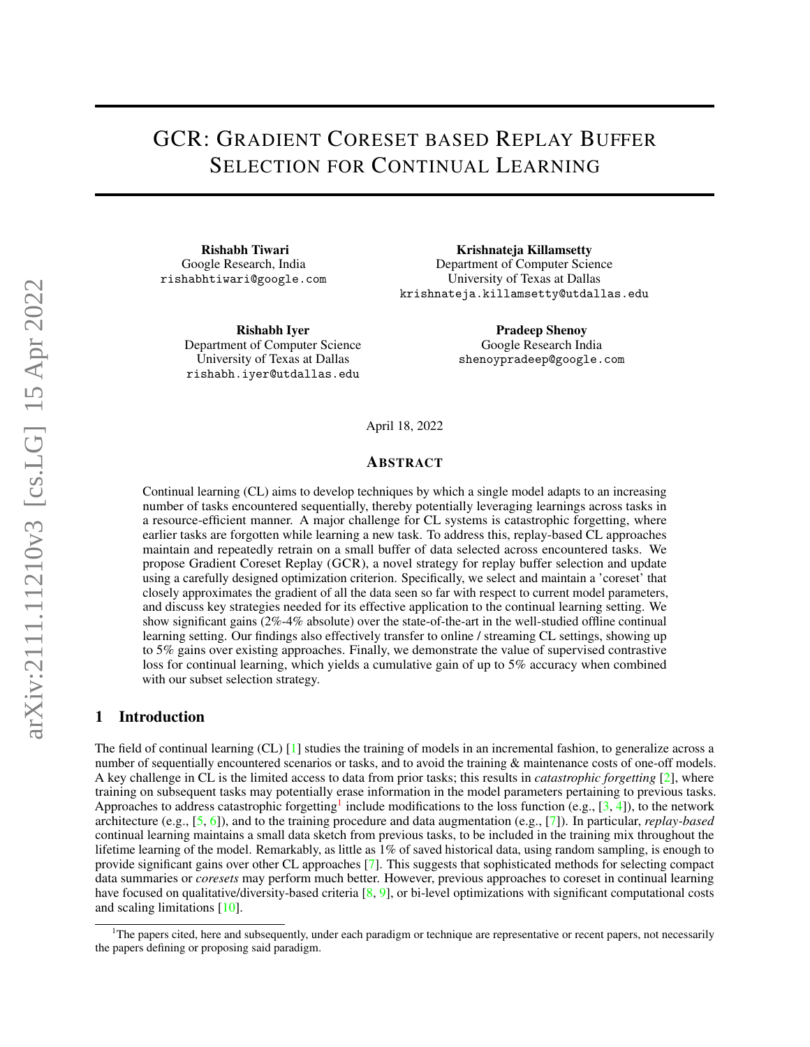# GCR: Gradient Coreset based Replay Buffer Selection for Continual Learning

**Rishabh Tiwari**
Google Research, India
rishabhtiwari@google.com

**Krishnateja Killamsetty**
Department of Computer Science
University of Texas at Dallas
krishnateja.killamsetty@utdallas.edu

**Rishabh Iyer**
Department of Computer Science
University of Texas at Dallas
rishabh.iyer@utdallas.edu

**Pradeep Shenoy**
Google Research India
shenoypradeep@google.com

April 18, 2022

## Abstract

Continual learning (CL) aims to develop techniques by which a single model adapts to an increasing number of tasks encountered sequentially, thereby potentially leveraging learnings across tasks in a resource-efficient manner. A major challenge for CL systems is catastrophic forgetting, where earlier tasks are forgotten while learning a new task. To address this, replay-based CL approaches maintain and repeatedly retrain on a small buffer of data selected across encountered tasks. We propose Gradient Coreset Replay (GCR), a novel strategy for replay buffer selection and update using a carefully designed optimization criterion. Specifically, we select and maintain a 'coreset' that closely approximates the gradient of all the data seen so far with respect to current model parameters, and discuss key strategies needed for its effective application to the continual learning setting. We show significant gains (2%-4% absolute) over the state-of-the-art in the well-studied offline continual learning setting. Our findings also effectively transfer to online / streaming CL settings, showing up to 5% gains over existing approaches. Finally, we demonstrate the value of supervised contrastive loss for continual learning, which yields a cumulative gain of up to 5% accuracy when combined with our subset selection strategy.

## 1 Introduction

The field of continual learning (CL) [1] studies the training of models in an incremental fashion, to generalize across a number of sequentially encountered scenarios or tasks, and to avoid the training & maintenance costs of one-off models. A key challenge in CL is the limited access to data from prior tasks; this results in *catastrophic forgetting* [2], where training on subsequent tasks may potentially erase information in the model parameters pertaining to previous tasks. Approaches to address catastrophic forgetting[1] include modifications to the loss function (e.g., [3, 4]), to the network architecture (e.g., [5, 6]), and to the training procedure and data augmentation (e.g., [7]). In particular, *replay-based* continual learning maintains a small data sketch from previous tasks, to be included in the training mix throughout the lifetime learning of the model. Remarkably, as little as 1% of saved historical data, using random sampling, is enough to provide significant gains over other CL approaches [7]. This suggests that sophisticated methods for selecting compact data summaries or *coresets* may perform much better. However, previous approaches to coreset in continual learning have focused on qualitative/diversity-based criteria [8, 9], or bi-level optimizations with significant computational costs and scaling limitations [10].

[1] The papers cited, here and subsequently, under each paradigm or technique are representative or recent papers, not necessarily the papers defining or proposing said paradigm.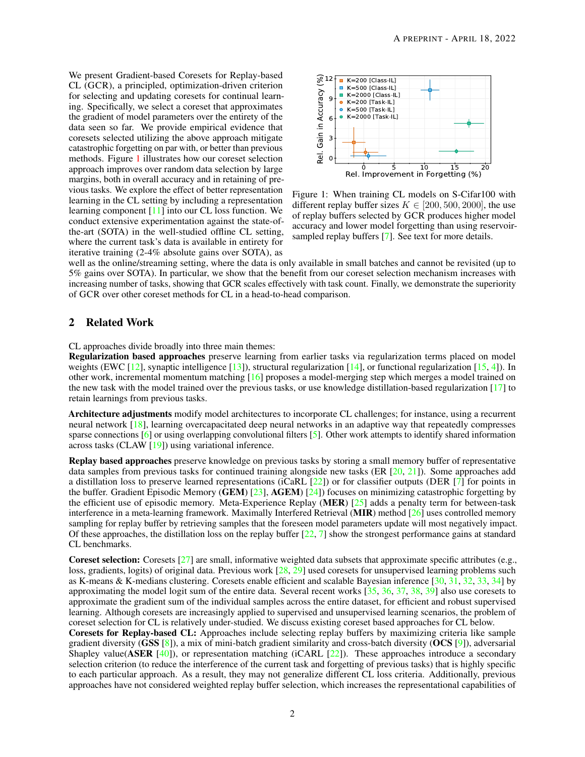We present Gradient-based Coresets for Replay-based CL (GCR), a principled, optimization-driven criterion for selecting and updating coresets for continual learning. Specifically, we select a coreset that approximates the gradient of model parameters over the entirety of the data seen so far. We provide empirical evidence that coresets selected utilizing the above approach mitigate catastrophic forgetting on par with, or better than previous methods. Figure 1 illustrates how our coreset selection approach improves over random data selection by large margins, both in overall accuracy and in retaining of previous tasks. We explore the effect of better representation learning in the CL setting by including a representation learning component [11] into our CL loss function. We conduct extensive experimentation against the state-of-the-art (SOTA) in the well-studied offline CL setting, where the current task's data is available in entirety for iterative training (2-4% absolute gains over SOTA), as well as the online/streaming setting, where the data is only available in small batches and cannot be revisited (up to 5% gains over SOTA). In particular, we show that the benefit from our coreset selection mechanism increases with increasing number of tasks, showing that GCR scales effectively with task count. Finally, we demonstrate the superiority of GCR over other coreset methods for CL in a head-to-head comparison.

Figure 1: When training CL models on S-Cifar100 with different replay buffer sizes $K \in [200, 500, 2000]$, the use of replay buffers selected by GCR produces higher model accuracy and lower model forgetting than using reservoir-sampled replay buffers [7]. See text for more details.

## 2 Related Work

CL approaches divide broadly into three main themes:

**Regularization based approaches** preserve learning from earlier tasks via regularization terms placed on model weights (EWC [12], synaptic intelligence [13]), structural regularization [14], or functional regularization [15, 4]). In other work, incremental momentum matching [16] proposes a model-merging step which merges a model trained on the new task with the model trained over the previous tasks, or use knowledge distillation-based regularization [17] to retain learnings from previous tasks.

**Architecture adjustments** modify model architectures to incorporate CL challenges; for instance, using a recurrent neural network [18], learning overcapacitated deep neural networks in an adaptive way that repeatedly compresses sparse connections [6] or using overlapping convolutional filters [5]. Other work attempts to identify shared information across tasks (CLAW [19]) using variational inference.

**Replay based approaches** preserve knowledge on previous tasks by storing a small memory buffer of representative data samples from previous tasks for continued training alongside new tasks (ER [20, 21]). Some approaches add a distillation loss to preserve learned representations (iCaRL [22]) or for classifier outputs (DER [7] for points in the buffer. Gradient Episodic Memory (**GEM**) [23], **AGEM**) [24]) focuses on minimizing catastrophic forgetting by the efficient use of episodic memory. Meta-Experience Replay (**MER**) [25] adds a penalty term for between-task interference in a meta-learning framework. Maximally Interfered Retrieval (**MIR**) method [26] uses controlled memory sampling for replay buffer by retrieving samples that the foreseen model parameters update will most negatively impact. Of these approaches, the distillation loss on the replay buffer [22, 7] show the strongest performance gains at standard CL benchmarks.

**Coreset selection:** Coresets [27] are small, informative weighted data subsets that approximate specific attributes (e.g., loss, gradients, logits) of original data. Previous work [28, 29] used coresets for unsupervised learning problems such as K-means & K-medians clustering. Coresets enable efficient and scalable Bayesian inference [30, 31, 32, 33, 34] by approximating the model logit sum of the entire data. Several recent works [35, 36, 37, 38, 39] also use coresets to approximate the gradient sum of the individual samples across the entire dataset, for efficient and robust supervised learning. Although coresets are increasingly applied to supervised and unsupervised learning scenarios, the problem of coreset selection for CL is relatively under-studied. We discuss existing coreset based approaches for CL below.

**Coresets for Replay-based CL:** Approaches include selecting replay buffers by maximizing criteria like sample gradient diversity (**GSS** [8]), a mix of mini-batch gradient similarity and cross-batch diversity (**OCS** [9]), adversarial Shapley value(**ASER** [40]), or representation matching (iCARL [22]). These approaches introduce a secondary selection criterion (to reduce the interference of the current task and forgetting of previous tasks) that is highly specific to each particular approach. As a result, they may not generalize different CL loss criteria. Additionally, previous approaches have not considered weighted replay buffer selection, which increases the representational capabilities of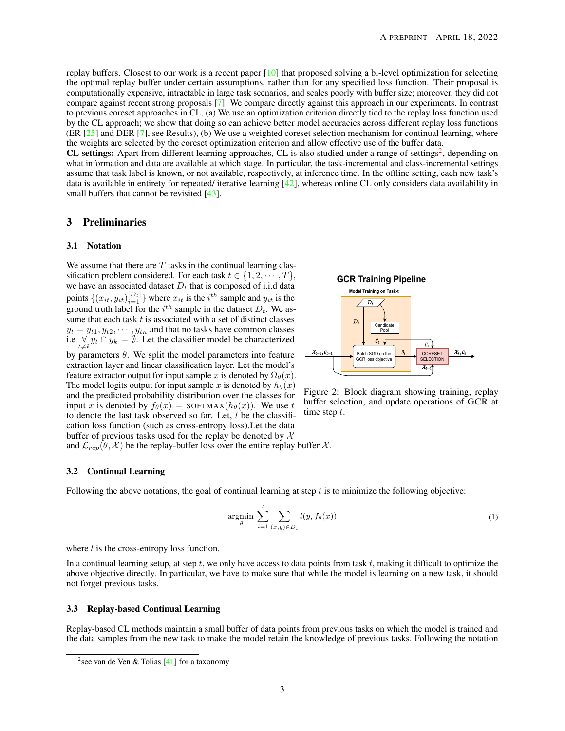replay buffers. Closest to our work is a recent paper [10] that proposed solving a bi-level optimization for selecting the optimal replay buffer under certain assumptions, rather than for any specified loss function. Their proposal is computationally expensive, intractable in large task scenarios, and scales poorly with buffer size; moreover, they did not compare against recent strong proposals [7]. We compare directly against this approach in our experiments. In contrast to previous coreset approaches in CL, (a) We use an optimization criterion directly tied to the replay loss function used by the CL approach; we show that doing so can achieve better model accuracies across different replay loss functions (ER [25] and DER [7], see Results), (b) We use a weighted coreset selection mechanism for continual learning, where the weights are selected by the coreset optimization criterion and allow effective use of the buffer data.

**CL settings:** Apart from different learning approaches, CL is also studied under a range of settings[2], depending on what information and data are available at which stage. In particular, the task-incremental and class-incremental settings assume that task label is known, or not available, respectively, at inference time. In the offline setting, each new task's data is available in entirety for repeated/ iterative learning [42], whereas online CL only considers data availability in small buffers that cannot be revisited [43].

## 3 Preliminaries

### 3.1 Notation

We assume that there are $T$ tasks in the continual learning classification problem considered. For each task $t \in \{1, 2, \cdots, T\}$, we have an associated dataset $D_t$ that is composed of i.i.d data points $\{(x_{it}, y_{it})_{i=1}^{|D_t|}\}$ where $x_{it}$ is the $i^{th}$ sample and $y_{it}$ is the ground truth label for the $i^{th}$ sample in the dataset $D_t$. We assume that each task $t$ is associated with a set of distinct classes $y_t = y_{t1}, y_{t2}, \cdots, y_{tn}$ and that no tasks have common classes i.e $\underset{t \neq k}{\forall}\, y_t \cap y_k = \emptyset$. Let the classifier model be characterized by parameters $\theta$. We split the model parameters into feature extraction layer and linear classification layer. Let the model's feature extractor output for input sample $x$ is denoted by $\Omega_\theta(x)$. The model logits output for input sample $x$ is denoted by $h_\theta(x)$ and the predicted probability distribution over the classes for input $x$ is denoted by $f_\theta(x) = \text{SOFTMAX}(h_\theta(x))$. We use $t$ to denote the last task observed so far. Let, $l$ be the classification loss function (such as cross-entropy loss).Let the data buffer of previous tasks used for the replay be denoted by $\mathcal{X}$ and $\mathcal{L}_{rep}(\theta, \mathcal{X})$ be the replay-buffer loss over the entire replay buffer $\mathcal{X}$.

Figure 2: Block diagram showing training, replay buffer selection, and update operations of GCR at time step $t$.

### 3.2 Continual Learning

Following the above notations, the goal of continual learning at step $t$ is to minimize the following objective:

$$\underset{\theta}{\operatorname{argmin}} \sum_{i=1}^{t} \sum_{(x,y) \in D_i} l(y, f_\theta(x)) \tag{1}$$

where $l$ is the cross-entropy loss function.

In a continual learning setup, at step $t$, we only have access to data points from task $t$, making it difficult to optimize the above objective directly. In particular, we have to make sure that while the model is learning on a new task, it should not forget previous tasks.

### 3.3 Replay-based Continual Learning

Replay-based CL methods maintain a small buffer of data points from previous tasks on which the model is trained and the data samples from the new task to make the model retain the knowledge of previous tasks. Following the notation

[2]see van de Ven & Tolias [41] for a taxonomy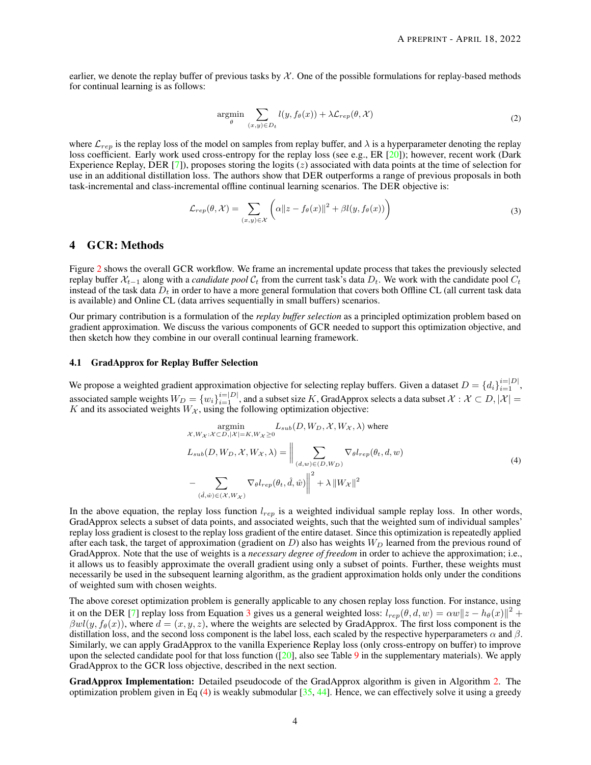earlier, we denote the replay buffer of previous tasks by $\mathcal{X}$. One of the possible formulations for replay-based methods for continual learning is as follows:

$$\underset{\theta}{\operatorname{argmin}} \sum_{(x,y)\in D_t} l(y, f_\theta(x)) + \lambda \mathcal{L}_{rep}(\theta, \mathcal{X}) \tag{2}$$

where $\mathcal{L}_{rep}$ is the replay loss of the model on samples from replay buffer, and $\lambda$ is a hyperparameter denoting the replay loss coefficient. Early work used cross-entropy for the replay loss (see e.g., ER [20]); however, recent work (Dark Experience Replay, DER [7]), proposes storing the logits ($z$) associated with data points at the time of selection for use in an additional distillation loss. The authors show that DER outperforms a range of previous proposals in both task-incremental and class-incremental offline continual learning scenarios. The DER objective is:

$$\mathcal{L}_{rep}(\theta, \mathcal{X}) = \sum_{(x,y)\in \mathcal{X}} \left( \alpha \|z - f_\theta(x)\|^2 + \beta l(y, f_\theta(x)) \right) \tag{3}$$

# 4 GCR: Methods

Figure 2 shows the overall GCR workflow. We frame an incremental update process that takes the previously selected replay buffer $\mathcal{X}_{t-1}$ along with a *candidate pool* $\mathcal{C}_t$ from the current task's data $D_t$. We work with the candidate pool $C_t$ instead of the task data $D_t$ in order to have a more general formulation that covers both Offline CL (all current task data is available) and Online CL (data arrives sequentially in small buffers) scenarios.

Our primary contribution is a formulation of the *replay buffer selection* as a principled optimization problem based on gradient approximation. We discuss the various components of GCR needed to support this optimization objective, and then sketch how they combine in our overall continual learning framework.

## 4.1 GradApprox for Replay Buffer Selection

We propose a weighted gradient approximation objective for selecting replay buffers. Given a dataset $D = \{d_i\}_{i=1}^{i=|D|}$, associated sample weights $W_D = \{w_i\}_{i=1}^{i=|D|}$, and a subset size $K$, GradApprox selects a data subset $\mathcal{X} : \mathcal{X} \subset D, |\mathcal{X}| = K$ and its associated weights $W_{\mathcal{X}}$, using the following optimization objective:

$$\begin{aligned}
&\underset{\mathcal{X}, W_{\mathcal{X}}: \mathcal{X}\subset D, |\mathcal{X}|=K, W_{\mathcal{X}}\geq 0}{\operatorname{argmin}} L_{sub}(D, W_D, \mathcal{X}, W_{\mathcal{X}}, \lambda) \text{ where} \\
&L_{sub}(D, W_D, \mathcal{X}, W_{\mathcal{X}}, \lambda) = \Bigg\| \sum_{(d,w)\in(D,W_D)} \nabla_\theta l_{rep}(\theta_t, d, w) \\
&- \sum_{(\hat{d},\hat{w})\in(\mathcal{X},W_{\mathcal{X}})} \nabla_\theta l_{rep}(\theta_t, \hat{d}, \hat{w}) \Bigg\|^2 + \lambda \|W_{\mathcal{X}}\|^2
\end{aligned} \tag{4}$$

In the above equation, the replay loss function $l_{rep}$ is a weighted individual sample replay loss. In other words, GradApprox selects a subset of data points, and associated weights, such that the weighted sum of individual samples' replay loss gradient is closest to the replay loss gradient of the entire dataset. Since this optimization is repeatedly applied after each task, the target of approximation (gradient on $D$) also has weights $W_D$ learned from the previous round of GradApprox. Note that the use of weights is a *necessary degree of freedom* in order to achieve the approximation; i.e., it allows us to feasibly approximate the overall gradient using only a subset of points. Further, these weights must necessarily be used in the subsequent learning algorithm, as the gradient approximation holds only under the conditions of weighted sum with chosen weights.

The above coreset optimization problem is generally applicable to any chosen replay loss function. For instance, using it on the DER [7] replay loss from Equation 3 gives us a general weighted loss: $l_{rep}(\theta, d, w) = \alpha w \|z - h_\theta(x)\|^2 + \beta w l(y, f_\theta(x))$, where $d = (x, y, z)$, where the weights are selected by GradApprox. The first loss component is the distillation loss, and the second loss component is the label loss, each scaled by the respective hyperparameters $\alpha$ and $\beta$. Similarly, we can apply GradApprox to the vanilla Experience Replay loss (only cross-entropy on buffer) to improve upon the selected candidate pool for that loss function ([20], also see Table 9 in the supplementary materials). We apply GradApprox to the GCR loss objective, described in the next section.

**GradApprox Implementation:** Detailed pseudocode of the GradApprox algorithm is given in Algorithm 2. The optimization problem given in Eq (4) is weakly submodular [35, 44]. Hence, we can effectively solve it using a greedy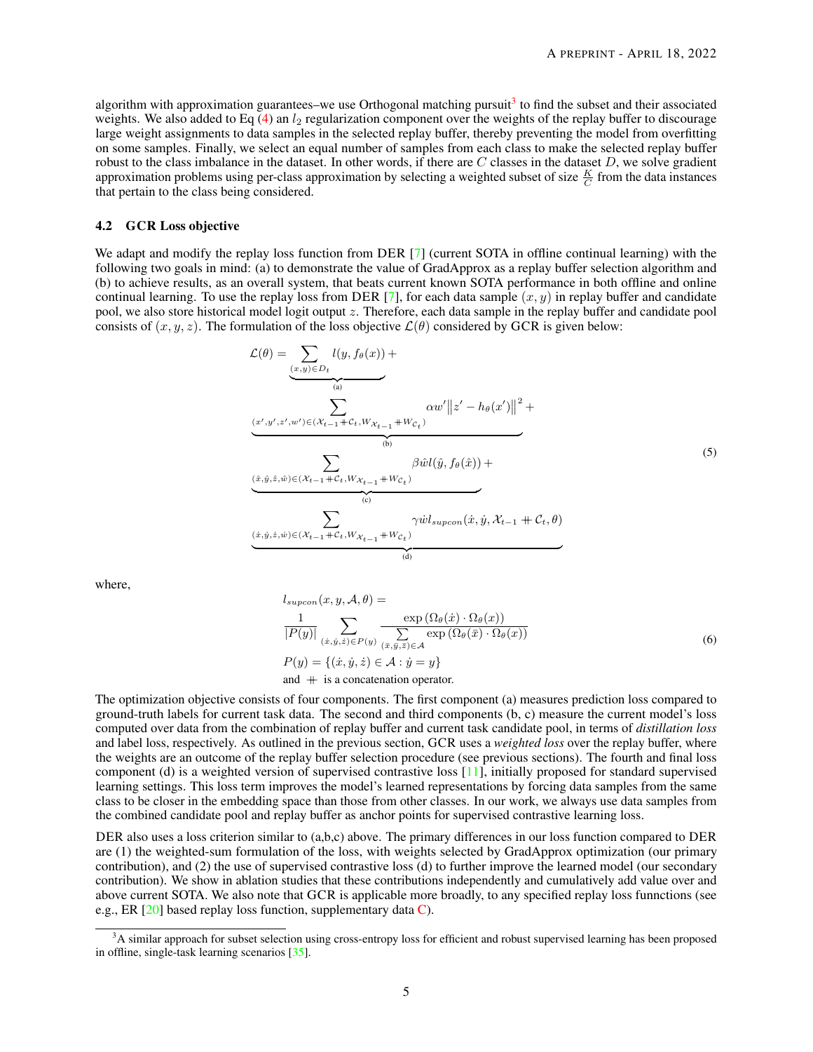algorithm with approximation guarantees–we use Orthogonal matching pursuit[3] to find the subset and their associated weights. We also added to Eq (4) an $l_2$ regularization component over the weights of the replay buffer to discourage large weight assignments to data samples in the selected replay buffer, thereby preventing the model from overfitting on some samples. Finally, we select an equal number of samples from each class to make the selected replay buffer robust to the class imbalance in the dataset. In other words, if there are $C$ classes in the dataset $D$, we solve gradient approximation problems using per-class approximation by selecting a weighted subset of size $\frac{K}{C}$ from the data instances that pertain to the class being considered.

### 4.2 GCR Loss objective

We adapt and modify the replay loss function from DER [7] (current SOTA in offline continual learning) with the following two goals in mind: (a) to demonstrate the value of GradApprox as a replay buffer selection algorithm and (b) to achieve results, as an overall system, that beats current known SOTA performance in both offline and online continual learning. To use the replay loss from DER [7], for each data sample $(x, y)$ in replay buffer and candidate pool, we also store historical model logit output $z$. Therefore, each data sample in the replay buffer and candidate pool consists of $(x, y, z)$. The formulation of the loss objective $\mathcal{L}(\theta)$ considered by GCR is given below:

$$
\begin{aligned}
\mathcal{L}(\theta) = &\underbrace{\sum_{(x,y)\in D_t} l(y, f_\theta(x))}_{\text{(a)}} + \\
&\underbrace{\sum_{(x',y',z',w')\in(\mathcal{X}_{t-1}+\!\!+\,\mathcal{C}_t, W_{\mathcal{X}_{t-1}}+W_{\mathcal{C}_t})} \alpha w' \big\| z' - h_\theta(x') \big\|^2}_{\text{(b)}} + \\
&\underbrace{\sum_{(\hat{x},\hat{y},\hat{z},\hat{w})\in(\mathcal{X}_{t-1}+\!\!+\,\mathcal{C}_t, W_{\mathcal{X}_{t-1}}+W_{\mathcal{C}_t})} \beta \hat{w} l(\hat{y}, f_\theta(\hat{x}))}_{\text{(c)}} + \\
&\underbrace{\sum_{(\dot{x},\dot{y},\dot{z},\dot{w})\in(\mathcal{X}_{t-1}+\!\!+\,\mathcal{C}_t, W_{\mathcal{X}_{t-1}}+W_{\mathcal{C}_t})} \gamma \dot{w} l_{supcon}(\dot{x}, \dot{y}, \mathcal{X}_{t-1} +\!\!+\, \mathcal{C}_t, \theta)}_{\text{(d)}}
\end{aligned}
\tag{5}
$$

where,

$$
\begin{aligned}
&l_{supcon}(x, y, \mathcal{A}, \theta) = \\
&\frac{1}{|P(y)|} \sum_{(\dot{x},\dot{y},\dot{z})\in P(y)} \frac{\exp\left(\Omega_\theta(\dot{x}) \cdot \Omega_\theta(x)\right)}{\sum\limits_{(\bar{x},\bar{y},\bar{z})\in\mathcal{A}} \exp\left(\Omega_\theta(\bar{x}) \cdot \Omega_\theta(x)\right)} \\
&P(y) = \{(\dot{x}, \dot{y}, \dot{z}) \in \mathcal{A} : \dot{y} = y\} \\
&\text{and } +\!\!+ \text{ is a concatenation operator.}
\end{aligned}
\tag{6}
$$

The optimization objective consists of four components. The first component (a) measures prediction loss compared to ground-truth labels for current task data. The second and third components (b, c) measure the current model's loss computed over data from the combination of replay buffer and current task candidate pool, in terms of *distillation loss* and label loss, respectively. As outlined in the previous section, GCR uses a *weighted loss* over the replay buffer, where the weights are an outcome of the replay buffer selection procedure (see previous sections). The fourth and final loss component (d) is a weighted version of supervised contrastive loss [11], initially proposed for standard supervised learning settings. This loss term improves the model's learned representations by forcing data samples from the same class to be closer in the embedding space than those from other classes. In our work, we always use data samples from the combined candidate pool and replay buffer as anchor points for supervised contrastive learning loss.

DER also uses a loss criterion similar to (a,b,c) above. The primary differences in our loss function compared to DER are (1) the weighted-sum formulation of the loss, with weights selected by GradApprox optimization (our primary contribution), and (2) the use of supervised contrastive loss (d) to further improve the learned model (our secondary contribution). We show in ablation studies that these contributions independently and cumulatively add value over and above current SOTA. We also note that GCR is applicable more broadly, to any specified replay loss funnctions (see e.g., ER [20] based replay loss function, supplementary data C).

[3] A similar approach for subset selection using cross-entropy loss for efficient and robust supervised learning has been proposed in offline, single-task learning scenarios [35].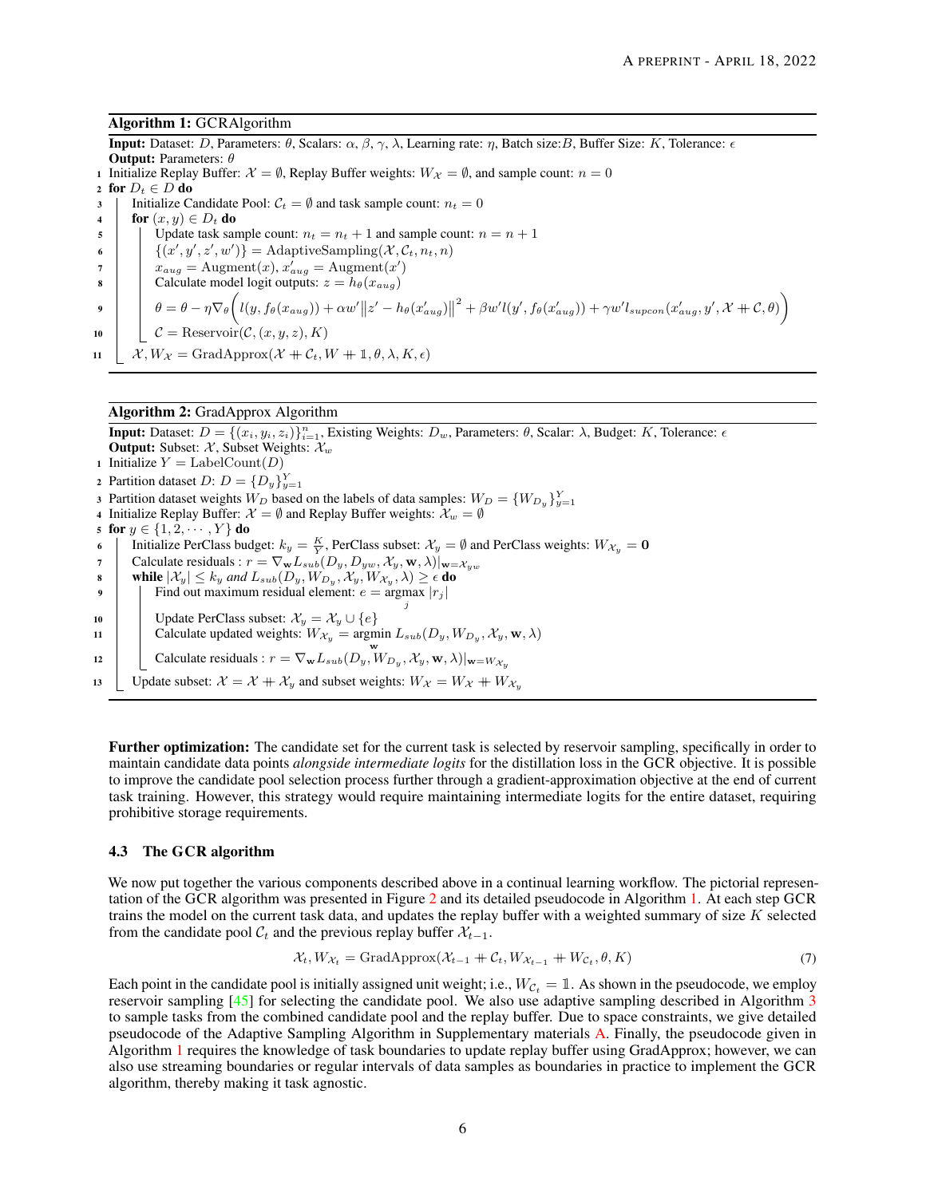**Algorithm 1:** GCRAlgorithm

**Input:** Dataset: $D$, Parameters: $\theta$, Scalars: $\alpha$, $\beta$, $\gamma$, $\lambda$, Learning rate: $\eta$, Batch size:$B$, Buffer Size: $K$, Tolerance: $\epsilon$
**Output:** Parameters: $\theta$

```
1  Initialize Replay Buffer: X = ∅, Replay Buffer weights: W_X = ∅, and sample count: n = 0
2  for D_t ∈ D do
3      Initialize Candidate Pool: C_t = ∅ and task sample count: n_t = 0
4      for (x, y) ∈ D_t do
5          Update task sample count: n_t = n_t + 1 and sample count: n = n + 1
6          {(x', y', z', w')} = AdaptiveSampling(X, C_t, n_t, n)
7          x_aug = Augment(x), x'_aug = Augment(x')
8          Calculate model logit outputs: z = h_θ(x_aug)
9          θ = θ − η∇_θ( l(y, f_θ(x_aug)) + αw'||z' − h_θ(x'_aug)||^2 + βw' l(y', f_θ(x'_aug)) + γw' l_supcon(x'_aug, y', X + C, θ) )
10         C = Reservoir(C, (x, y, z), K)
11     X, W_X = GradApprox(X + C_t, W + 1, θ, λ, K, ε)
```

Line 9: $\theta = \theta - \eta \nabla_\theta \Big( l(y, f_\theta(x_{aug})) + \alpha w' \left\| z' - h_\theta(x'_{aug}) \right\|^2 + \beta w' l(y', f_\theta(x'_{aug})) + \gamma w' l_{supcon}(x'_{aug}, y', \mathcal{X} + \mathcal{C}, \theta) \Big)$

**Algorithm 2:** GradApprox Algorithm

**Input:** Dataset: $D = \{(x_i, y_i, z_i)\}_{i=1}^{n}$, Existing Weights: $D_w$, Parameters: $\theta$, Scalar: $\lambda$, Budget: $K$, Tolerance: $\epsilon$
**Output:** Subset: $\mathcal{X}$, Subset Weights: $\mathcal{X}_w$

```
1  Initialize Y = LabelCount(D)
2  Partition dataset D: D = {D_y}_{y=1}^Y
3  Partition dataset weights W_D based on the labels of data samples: W_D = {W_{D_y}}_{y=1}^Y
4  Initialize Replay Buffer: X = ∅ and Replay Buffer weights: X_w = ∅
5  for y ∈ {1, 2, ..., Y} do
6      Initialize PerClass budget: k_y = K/Y, PerClass subset: X_y = ∅ and PerClass weights: W_{X_y} = 0
7      Calculate residuals : r = ∇_w L_sub(D_y, D_yw, X_y, w, λ)|_{w = X_yw}
8      while |X_y| ≤ k_y and L_sub(D_y, W_{D_y}, X_y, W_{X_y}, λ) ≥ ε do
9          Find out maximum residual element: e = argmax_j |r_j|
10         Update PerClass subset: X_y = X_y ∪ {e}
11         Calculate updated weights: W_{X_y} = argmin_w L_sub(D_y, W_{D_y}, X_y, w, λ)
12         Calculate residuals : r = ∇_w L_sub(D_y, W_{D_y}, X_y, w, λ)|_{w = W_{X_y}}
13     Update subset: X = X + X_y and subset weights: W_X = W_X + W_{X_y}
```

**Further optimization:** The candidate set for the current task is selected by reservoir sampling, specifically in order to maintain candidate data points *alongside intermediate logits* for the distillation loss in the GCR objective. It is possible to improve the candidate pool selection process further through a gradient-approximation objective at the end of current task training. However, this strategy would require maintaining intermediate logits for the entire dataset, requiring prohibitive storage requirements.

### 4.3 The GCR algorithm

We now put together the various components described above in a continual learning workflow. The pictorial representation of the GCR algorithm was presented in Figure 2 and its detailed pseudocode in Algorithm 1. At each step GCR trains the model on the current task data, and updates the replay buffer with a weighted summary of size $K$ selected from the candidate pool $\mathcal{C}_t$ and the previous replay buffer $\mathcal{X}_{t-1}$.

$$\mathcal{X}_t, W_{\mathcal{X}_t} = \text{GradApprox}(\mathcal{X}_{t-1} + \mathcal{C}_t, W_{\mathcal{X}_{t-1}} + W_{\mathcal{C}_t}, \theta, K) \tag{7}$$

Each point in the candidate pool is initially assigned unit weight; i.e., $W_{\mathcal{C}_t} = \mathbb{1}$. As shown in the pseudocode, we employ reservoir sampling [45] for selecting the candidate pool. We also use adaptive sampling described in Algorithm 3 to sample tasks from the combined candidate pool and the replay buffer. Due to space constraints, we give detailed pseudocode of the Adaptive Sampling Algorithm in Supplementary materials A. Finally, the pseudocode given in Algorithm 1 requires the knowledge of task boundaries to update replay buffer using GradApprox; however, we can also use streaming boundaries or regular intervals of data samples as boundaries in practice to implement the GCR algorithm, thereby making it task agnostic.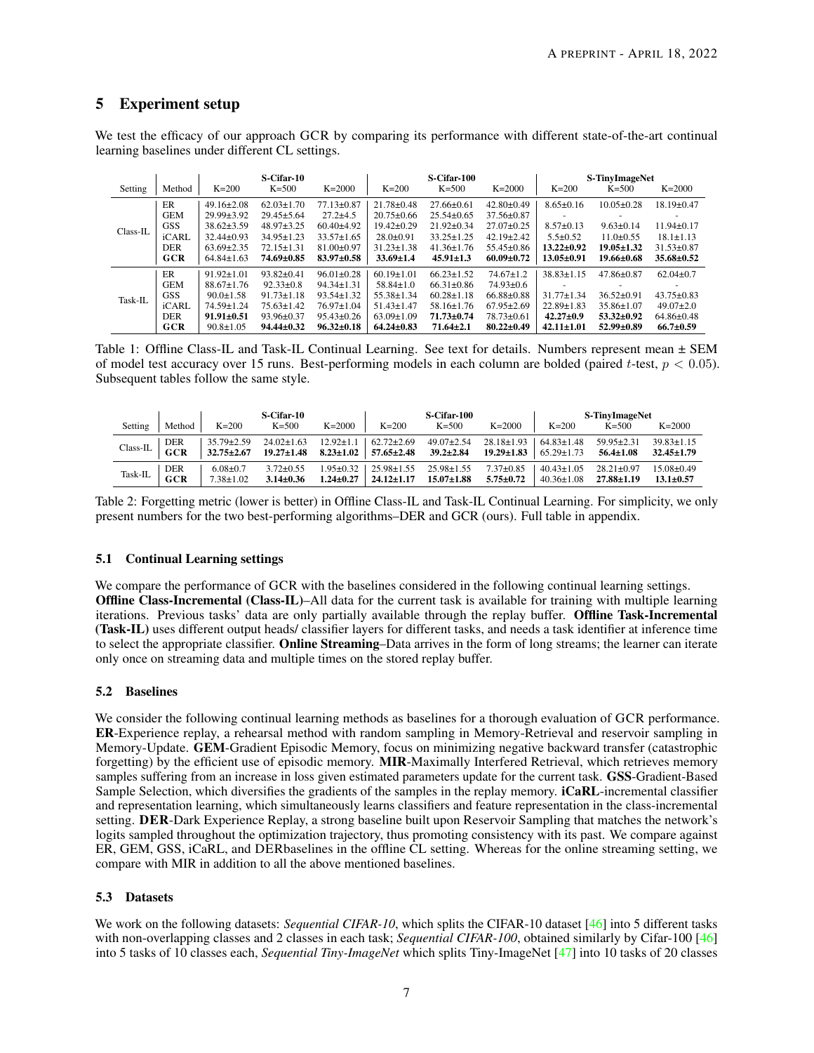## 5 Experiment setup

We test the efficacy of our approach GCR by comparing its performance with different state-of-the-art continual learning baselines under different CL settings.

| Setting | Method | S-Cifar-10 | | | S-Cifar-100 | | | S-TinyImageNet | | |
|---|---|---|---|---|---|---|---|---|---|---|
| | | K=200 | K=500 | K=2000 | K=200 | K=500 | K=2000 | K=200 | K=500 | K=2000 |
| Class-IL | ER | 49.16±2.08 | 62.03±1.70 | 77.13±0.87 | 21.78±0.48 | 27.66±0.61 | 42.80±0.49 | 8.65±0.16 | 10.05±0.28 | 18.19±0.47 |
| | GEM | 29.99±3.92 | 29.45±5.64 | 27.2±4.5 | 20.75±0.66 | 25.54±0.65 | 37.56±0.87 | - | - | - |
| | GSS | 38.62±3.59 | 48.97±3.25 | 60.40±4.92 | 19.42±0.29 | 21.92±0.34 | 27.07±0.25 | 8.57±0.13 | 9.63±0.14 | 11.94±0.17 |
| | iCARL | 32.44±0.93 | 34.95±1.23 | 33.57±1.65 | 28.0±0.91 | 33.25±1.25 | 42.19±2.42 | 5.5±0.52 | 11.0±0.55 | 18.1±1.13 |
| | DER | 63.69±2.35 | 72.15±1.31 | 81.00±0.97 | 31.23±1.38 | 41.36±1.76 | 55.45±0.86 | **13.22±0.92** | **19.05±1.32** | 31.53±0.87 |
| | **GCR** | 64.84±1.63 | **74.69±0.85** | **83.97±0.58** | **33.69±1.4** | **45.91±1.3** | **60.09±0.72** | **13.05±0.91** | **19.66±0.68** | **35.68±0.52** |
| Task-IL | ER | 91.92±1.01 | 93.82±0.41 | 96.01±0.28 | 60.19±1.01 | 66.23±1.52 | 74.67±1.2 | 38.83±1.15 | 47.86±0.87 | 62.04±0.7 |
| | GEM | 88.67±1.76 | 92.33±0.8 | 94.34±1.31 | 58.84±1.0 | 66.31±0.86 | 74.93±0.6 | - | - | - |
| | GSS | 90.0±1.58 | 91.73±1.18 | 93.54±1.32 | 55.38±1.34 | 60.28±1.18 | 66.88±0.88 | 31.77±1.34 | 36.52±0.91 | 43.75±0.83 |
| | iCARL | 74.59±1.24 | 75.63±1.42 | 76.97±1.04 | 51.43±1.47 | 58.16±1.76 | 67.95±2.69 | 22.89±1.83 | 35.86±1.07 | 49.07±2.0 |
| | DER | **91.91±0.51** | 93.96±0.37 | 95.43±0.26 | 63.09±1.09 | **71.73±0.74** | 78.73±0.61 | **42.27±0.9** | **53.32±0.92** | 64.86±0.48 |
| | **GCR** | 90.8±1.05 | **94.44±0.32** | **96.32±0.18** | **64.24±0.83** | **71.64±2.1** | **80.22±0.49** | **42.11±1.01** | **52.99±0.89** | **66.7±0.59** |

Table 1: Offline Class-IL and Task-IL Continual Learning. See text for details. Numbers represent mean ± SEM of model test accuracy over 15 runs. Best-performing models in each column are bolded (paired $t$-test, $p < 0.05$). Subsequent tables follow the same style.

| Setting | Method | S-Cifar-10 | | | S-Cifar-100 | | | S-TinyImageNet | | |
|---|---|---|---|---|---|---|---|---|---|---|
| | | K=200 | K=500 | K=2000 | K=200 | K=500 | K=2000 | K=200 | K=500 | K=2000 |
| Class-IL | DER | 35.79±2.59 | 24.02±1.63 | 12.92±1.1 | 62.72±2.69 | 49.07±2.54 | 28.18±1.93 | 64.83±1.48 | 59.95±2.31 | 39.83±1.15 |
| | **GCR** | **32.75±2.67** | **19.27±1.48** | **8.23±1.02** | **57.65±2.48** | **39.2±2.84** | **19.29±1.83** | 65.29±1.73 | **56.4±1.08** | **32.45±1.79** |
| Task-IL | DER | 6.08±0.7 | 3.72±0.55 | 1.95±0.32 | 25.98±1.55 | 25.98±1.55 | 7.37±0.85 | 40.43±1.05 | 28.21±0.97 | 15.08±0.49 |
| | **GCR** | 7.38±1.02 | **3.14±0.36** | **1.24±0.27** | **24.12±1.17** | **15.07±1.88** | **5.75±0.72** | 40.36±1.08 | **27.88±1.19** | **13.1±0.57** |

Table 2: Forgetting metric (lower is better) in Offline Class-IL and Task-IL Continual Learning. For simplicity, we only present numbers for the two best-performing algorithms–DER and GCR (ours). Full table in appendix.

### 5.1 Continual Learning settings

We compare the performance of GCR with the baselines considered in the following continual learning settings.
**Offline Class-Incremental (Class-IL)**–All data for the current task is available for training with multiple learning iterations. Previous tasks' data are only partially available through the replay buffer. **Offline Task-Incremental (Task-IL)** uses different output heads/ classifier layers for different tasks, and needs a task identifier at inference time to select the appropriate classifier. **Online Streaming**–Data arrives in the form of long streams; the learner can iterate only once on streaming data and multiple times on the stored replay buffer.

### 5.2 Baselines

We consider the following continual learning methods as baselines for a thorough evaluation of GCR performance. **ER**-Experience replay, a rehearsal method with random sampling in Memory-Retrieval and reservoir sampling in Memory-Update. **GEM**-Gradient Episodic Memory, focus on minimizing negative backward transfer (catastrophic forgetting) by the efficient use of episodic memory. **MIR**-Maximally Interfered Retrieval, which retrieves memory samples suffering from an increase in loss given estimated parameters update for the current task. **GSS**-Gradient-Based Sample Selection, which diversifies the gradients of the samples in the replay memory. **iCaRL**-incremental classifier and representation learning, which simultaneously learns classifiers and feature representation in the class-incremental setting. **DER**-Dark Experience Replay, a strong baseline built upon Reservoir Sampling that matches the network's logits sampled throughout the optimization trajectory, thus promoting consistency with its past. We compare against ER, GEM, GSS, iCaRL, and DERbaselines in the offline CL setting. Whereas for the online streaming setting, we compare with MIR in addition to all the above mentioned baselines.

### 5.3 Datasets

We work on the following datasets: *Sequential CIFAR-10*, which splits the CIFAR-10 dataset [46] into 5 different tasks with non-overlapping classes and 2 classes in each task; *Sequential CIFAR-100*, obtained similarly by Cifar-100 [46] into 5 tasks of 10 classes each, *Sequential Tiny-ImageNet* which splits Tiny-ImageNet [47] into 10 tasks of 20 classes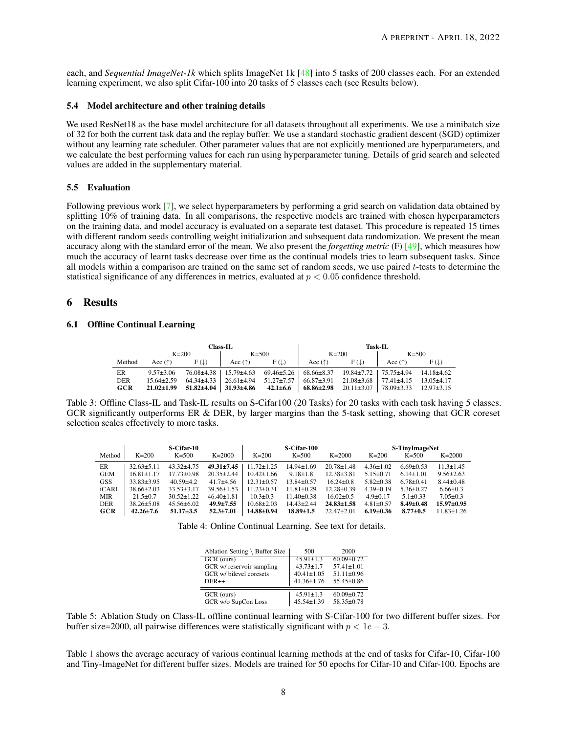each, and *Sequential ImageNet-1k* which splits ImageNet 1k [48] into 5 tasks of 200 classes each. For an extended learning experiment, we also split Cifar-100 into 20 tasks of 5 classes each (see Results below).

### 5.4 Model architecture and other training details

We used ResNet18 as the base model architecture for all datasets throughout all experiments. We use a minibatch size of 32 for both the current task data and the replay buffer. We use a standard stochastic gradient descent (SGD) optimizer without any learning rate scheduler. Other parameter values that are not explicitly mentioned are hyperparameters, and we calculate the best performing values for each run using hyperparameter tuning. Details of grid search and selected values are added in the supplementary material.

### 5.5 Evaluation

Following previous work [7], we select hyperparameters by performing a grid search on validation data obtained by splitting 10% of training data. In all comparisons, the respective models are trained with chosen hyperparameters on the training data, and model accuracy is evaluated on a separate test dataset. This procedure is repeated 15 times with different random seeds controlling weight initialization and subsequent data randomization. We present the mean accuracy along with the standard error of the mean. We also present the *forgetting metric* (F) [49], which measures how much the accuracy of learnt tasks decrease over time as the continual models tries to learn subsequent tasks. Since all models within a comparison are trained on the same set of random seeds, we use paired $t$-tests to determine the statistical significance of any differences in metrics, evaluated at $p < 0.05$ confidence threshold.

## 6 Results

### 6.1 Offline Continual Learning

| | Class-IL | | | | Task-IL | | | |
|---|---|---|---|---|---|---|---|---|
| | K=200 | | K=500 | | K=200 | | K=500 | |
| Method | Acc (↑) | F (↓) | Acc (↑) | F (↓) | Acc (↑) | F (↓) | Acc (↑) | F (↓) |
| ER | 9.57±3.06 | 76.08±4.38 | 15.79±4.63 | 69.46±5.26 | 68.66±8.37 | 19.84±7.72 | 75.75±4.94 | 14.18±4.62 |
| DER | 15.64±2.59 | 64.34±4.33 | 26.61±4.94 | 51.27±7.57 | 66.87±3.91 | 21.08±3.68 | 77.41±4.15 | 13.05±4.17 |
| **GCR** | **21.02±1.99** | **51.82±4.04** | **31.93±4.86** | **42.1±6.6** | **68.86±2.98** | 20.11±3.07 | 78.09±3.33 | 12.97±3.15 |

Table 3: Offline Class-IL and Task-IL results on S-Cifar100 (20 Tasks) for 20 tasks with each task having 5 classes. GCR significantly outperforms ER & DER, by larger margins than the 5-task setting, showing that GCR coreset selection scales effectively to more tasks.

| | S-Cifar-10 | | | S-Cifar-100 | | | S-TinyImageNet | | |
|---|---|---|---|---|---|---|---|---|---|
| Method | K=200 | K=500 | K=2000 | K=200 | K=500 | K=2000 | K=200 | K=500 | K=2000 |
| ER | 32.63±5.11 | 43.32±4.75 | **49.31±7.45** | 11.72±1.25 | 14.94±1.69 | 20.78±1.48 | 4.36±1.02 | 6.69±0.53 | 11.3±1.45 |
| GEM | 16.81±1.17 | 17.73±0.98 | 20.35±2.44 | 10.42±1.66 | 9.18±1.8 | 12.38±3.81 | 5.15±0.71 | 6.14±1.01 | 9.56±2.63 |
| GSS | 33.83±3.95 | 40.59±4.2 | 41.7±4.56 | 12.31±0.57 | 13.84±0.57 | 16.24±0.8 | 5.82±0.38 | 6.78±0.41 | 8.44±0.48 |
| iCARL | 38.66±2.03 | 33.53±3.17 | 39.56±1.53 | 11.23±0.31 | 11.81±0.29 | 12.28±0.39 | 4.39±0.19 | 5.36±0.27 | 6.66±0.3 |
| MIR | 21.5±0.7 | 30.52±1.22 | 46.40±1.81 | 10.3±0.3 | 11.40±0.38 | 16.02±0.5 | 4.9±0.17 | 5.1±0.33 | 7.05±0.3 |
| DER | 38.26±5.08 | 45.56±6.02 | **49.9±7.55** | 10.68±2.03 | 14.43±2.44 | **24.83±1.58** | 4.81±0.57 | **8.49±0.48** | **15.97±0.95** |
| **GCR** | **42.26±7.6** | **51.17±3.5** | **52.3±7.01** | **14.88±0.94** | **18.89±1.5** | 22.47±2.01 | **6.19±0.36** | **8.77±0.5** | 11.83±1.26 |

Table 4: Online Continual Learning. See text for details.

| Ablation Setting \ Buffer Size | 500 | 2000 |
|---|---|---|
| GCR (ours) | 45.91±1.3 | 60.09±0.72 |
| GCR w/ reservoir sampling | 43.73±1.7 | 57.41±1.01 |
| GCR w/ bilevel coresets | 40.41±1.05 | 51.11±0.96 |
| DER++ | 41.36±1.76 | 55.45±0.86 |
| GCR (ours) | 45.91±1.3 | 60.09±0.72 |
| GCR w/o SupCon Loss | 45.54±1.39 | 58.35±0.78 |

Table 5: Ablation Study on Class-IL offline continual learning with S-Cifar-100 for two different buffer sizes. For buffer size=2000, all pairwise differences were statistically significant with $p < 1e-3$.

Table 1 shows the average accuracy of various continual learning methods at the end of tasks for Cifar-10, Cifar-100 and Tiny-ImageNet for different buffer sizes. Models are trained for 50 epochs for Cifar-10 and Cifar-100. Epochs are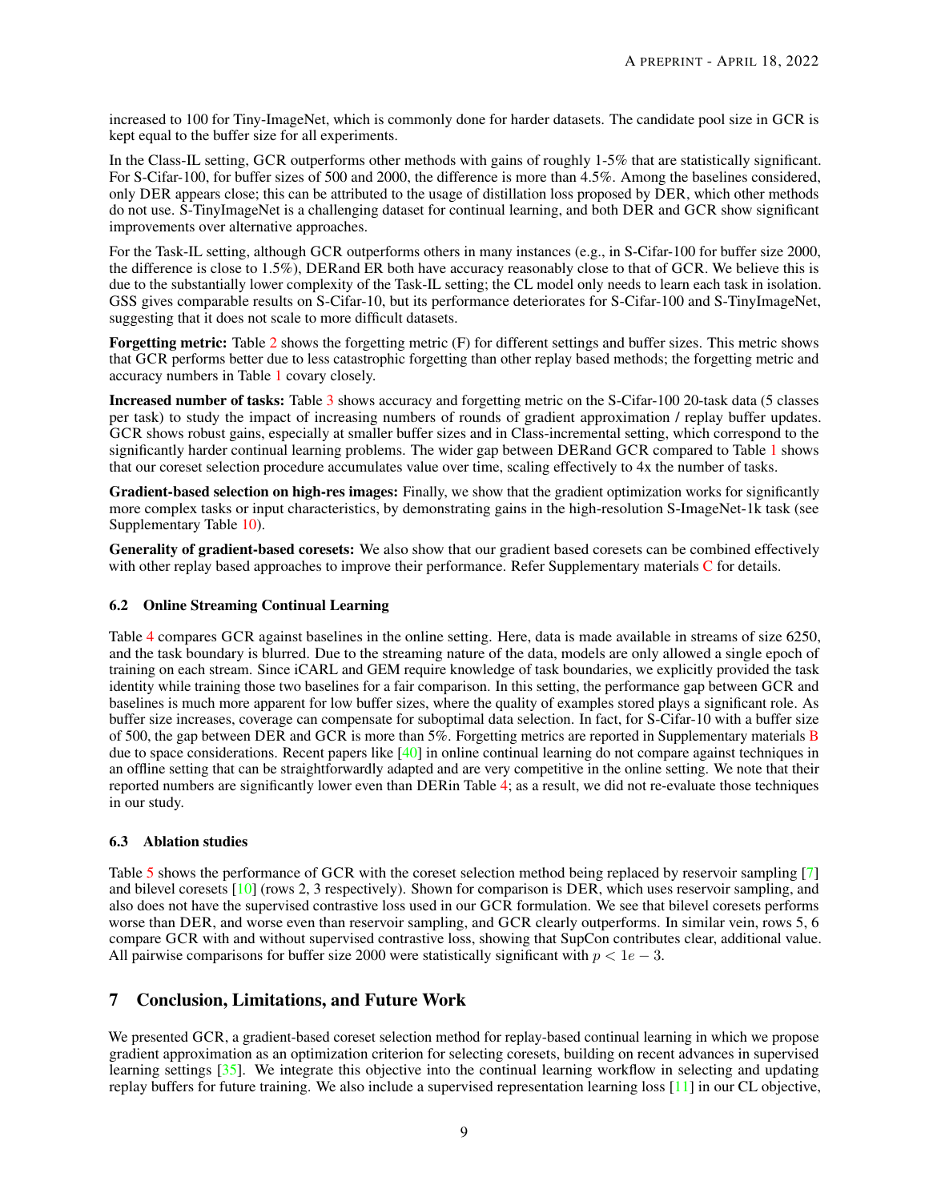increased to 100 for Tiny-ImageNet, which is commonly done for harder datasets. The candidate pool size in GCR is kept equal to the buffer size for all experiments.

In the Class-IL setting, GCR outperforms other methods with gains of roughly 1-5% that are statistically significant. For S-Cifar-100, for buffer sizes of 500 and 2000, the difference is more than 4.5%. Among the baselines considered, only DER appears close; this can be attributed to the usage of distillation loss proposed by DER, which other methods do not use. S-TinyImageNet is a challenging dataset for continual learning, and both DER and GCR show significant improvements over alternative approaches.

For the Task-IL setting, although GCR outperforms others in many instances (e.g., in S-Cifar-100 for buffer size 2000, the difference is close to 1.5%), DERand ER both have accuracy reasonably close to that of GCR. We believe this is due to the substantially lower complexity of the Task-IL setting; the CL model only needs to learn each task in isolation. GSS gives comparable results on S-Cifar-10, but its performance deteriorates for S-Cifar-100 and S-TinyImageNet, suggesting that it does not scale to more difficult datasets.

**Forgetting metric:** Table 2 shows the forgetting metric (F) for different settings and buffer sizes. This metric shows that GCR performs better due to less catastrophic forgetting than other replay based methods; the forgetting metric and accuracy numbers in Table 1 covary closely.

**Increased number of tasks:** Table 3 shows accuracy and forgetting metric on the S-Cifar-100 20-task data (5 classes per task) to study the impact of increasing numbers of rounds of gradient approximation / replay buffer updates. GCR shows robust gains, especially at smaller buffer sizes and in Class-incremental setting, which correspond to the significantly harder continual learning problems. The wider gap between DERand GCR compared to Table 1 shows that our coreset selection procedure accumulates value over time, scaling effectively to 4x the number of tasks.

**Gradient-based selection on high-res images:** Finally, we show that the gradient optimization works for significantly more complex tasks or input characteristics, by demonstrating gains in the high-resolution S-ImageNet-1k task (see Supplementary Table 10).

**Generality of gradient-based coresets:** We also show that our gradient based coresets can be combined effectively with other replay based approaches to improve their performance. Refer Supplementary materials C for details.

### 6.2 Online Streaming Continual Learning

Table 4 compares GCR against baselines in the online setting. Here, data is made available in streams of size 6250, and the task boundary is blurred. Due to the streaming nature of the data, models are only allowed a single epoch of training on each stream. Since iCARL and GEM require knowledge of task boundaries, we explicitly provided the task identity while training those two baselines for a fair comparison. In this setting, the performance gap between GCR and baselines is much more apparent for low buffer sizes, where the quality of examples stored plays a significant role. As buffer size increases, coverage can compensate for suboptimal data selection. In fact, for S-Cifar-10 with a buffer size of 500, the gap between DER and GCR is more than 5%. Forgetting metrics are reported in Supplementary materials B due to space considerations. Recent papers like [40] in online continual learning do not compare against techniques in an offline setting that can be straightforwardly adapted and are very competitive in the online setting. We note that their reported numbers are significantly lower even than DERin Table 4; as a result, we did not re-evaluate those techniques in our study.

### 6.3 Ablation studies

Table 5 shows the performance of GCR with the coreset selection method being replaced by reservoir sampling [7] and bilevel coresets [10] (rows 2, 3 respectively). Shown for comparison is DER, which uses reservoir sampling, and also does not have the supervised contrastive loss used in our GCR formulation. We see that bilevel coresets performs worse than DER, and worse even than reservoir sampling, and GCR clearly outperforms. In similar vein, rows 5, 6 compare GCR with and without supervised contrastive loss, showing that SupCon contributes clear, additional value. All pairwise comparisons for buffer size 2000 were statistically significant with $p < 1e-3$.

## 7 Conclusion, Limitations, and Future Work

We presented GCR, a gradient-based coreset selection method for replay-based continual learning in which we propose gradient approximation as an optimization criterion for selecting coresets, building on recent advances in supervised learning settings [35]. We integrate this objective into the continual learning workflow in selecting and updating replay buffers for future training. We also include a supervised representation learning loss [11] in our CL objective,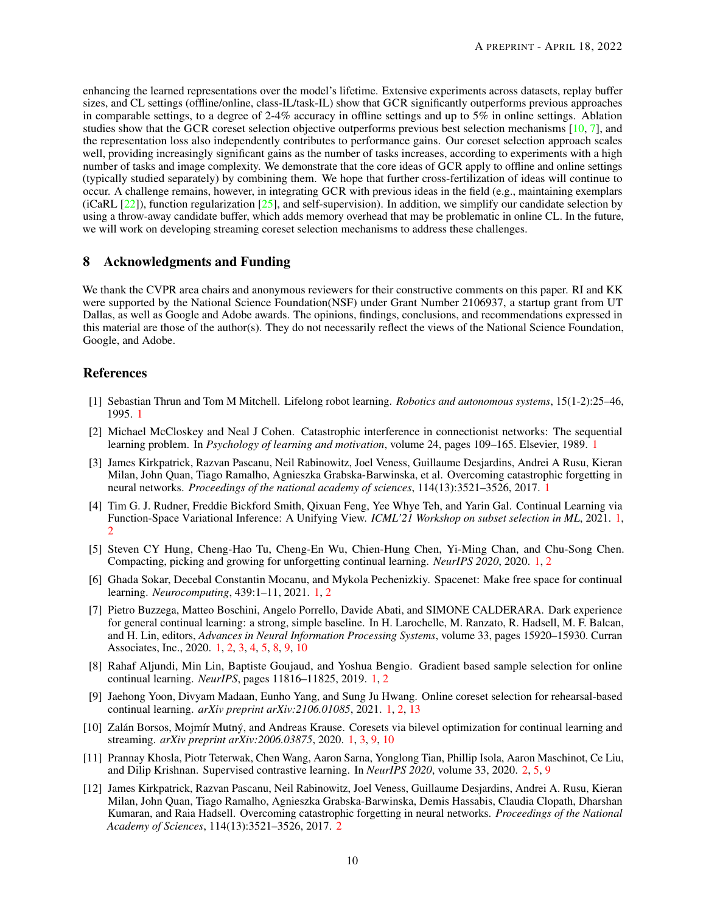enhancing the learned representations over the model's lifetime. Extensive experiments across datasets, replay buffer sizes, and CL settings (offline/online, class-IL/task-IL) show that GCR significantly outperforms previous approaches in comparable settings, to a degree of 2-4% accuracy in offline settings and up to 5% in online settings. Ablation studies show that the GCR coreset selection objective outperforms previous best selection mechanisms [10, 7], and the representation loss also independently contributes to performance gains. Our coreset selection approach scales well, providing increasingly significant gains as the number of tasks increases, according to experiments with a high number of tasks and image complexity. We demonstrate that the core ideas of GCR apply to offline and online settings (typically studied separately) by combining them. We hope that further cross-fertilization of ideas will continue to occur. A challenge remains, however, in integrating GCR with previous ideas in the field (e.g., maintaining exemplars (iCaRL [22]), function regularization [25], and self-supervision). In addition, we simplify our candidate selection by using a throw-away candidate buffer, which adds memory overhead that may be problematic in online CL. In the future, we will work on developing streaming coreset selection mechanisms to address these challenges.

## 8 Acknowledgments and Funding

We thank the CVPR area chairs and anonymous reviewers for their constructive comments on this paper. RI and KK were supported by the National Science Foundation(NSF) under Grant Number 2106937, a startup grant from UT Dallas, as well as Google and Adobe awards. The opinions, findings, conclusions, and recommendations expressed in this material are those of the author(s). They do not necessarily reflect the views of the National Science Foundation, Google, and Adobe.

## References

[1] Sebastian Thrun and Tom M Mitchell. Lifelong robot learning. *Robotics and autonomous systems*, 15(1-2):25–46, 1995. 1

[2] Michael McCloskey and Neal J Cohen. Catastrophic interference in connectionist networks: The sequential learning problem. In *Psychology of learning and motivation*, volume 24, pages 109–165. Elsevier, 1989. 1

[3] James Kirkpatrick, Razvan Pascanu, Neil Rabinowitz, Joel Veness, Guillaume Desjardins, Andrei A Rusu, Kieran Milan, John Quan, Tiago Ramalho, Agnieszka Grabska-Barwinska, et al. Overcoming catastrophic forgetting in neural networks. *Proceedings of the national academy of sciences*, 114(13):3521–3526, 2017. 1

[4] Tim G. J. Rudner, Freddie Bickford Smith, Qixuan Feng, Yee Whye Teh, and Yarin Gal. Continual Learning via Function-Space Variational Inference: A Unifying View. *ICML'21 Workshop on subset selection in ML*, 2021. 1, 2

[5] Steven CY Hung, Cheng-Hao Tu, Cheng-En Wu, Chien-Hung Chen, Yi-Ming Chan, and Chu-Song Chen. Compacting, picking and growing for unforgetting continual learning. *NeurIPS 2020*, 2020. 1, 2

[6] Ghada Sokar, Decebal Constantin Mocanu, and Mykola Pechenizkiy. Spacenet: Make free space for continual learning. *Neurocomputing*, 439:1–11, 2021. 1, 2

[7] Pietro Buzzega, Matteo Boschini, Angelo Porrello, Davide Abati, and SIMONE CALDERARA. Dark experience for general continual learning: a strong, simple baseline. In H. Larochelle, M. Ranzato, R. Hadsell, M. F. Balcan, and H. Lin, editors, *Advances in Neural Information Processing Systems*, volume 33, pages 15920–15930. Curran Associates, Inc., 2020. 1, 2, 3, 4, 5, 8, 9, 10

[8] Rahaf Aljundi, Min Lin, Baptiste Goujaud, and Yoshua Bengio. Gradient based sample selection for online continual learning. *NeurIPS*, pages 11816–11825, 2019. 1, 2

[9] Jaehong Yoon, Divyam Madaan, Eunho Yang, and Sung Ju Hwang. Online coreset selection for rehearsal-based continual learning. *arXiv preprint arXiv:2106.01085*, 2021. 1, 2, 13

[10] Zalán Borsos, Mojmír Mutný, and Andreas Krause. Coresets via bilevel optimization for continual learning and streaming. *arXiv preprint arXiv:2006.03875*, 2020. 1, 3, 9, 10

[11] Prannay Khosla, Piotr Teterwak, Chen Wang, Aaron Sarna, Yonglong Tian, Phillip Isola, Aaron Maschinot, Ce Liu, and Dilip Krishnan. Supervised contrastive learning. In *NeurIPS 2020*, volume 33, 2020. 2, 5, 9

[12] James Kirkpatrick, Razvan Pascanu, Neil Rabinowitz, Joel Veness, Guillaume Desjardins, Andrei A. Rusu, Kieran Milan, John Quan, Tiago Ramalho, Agnieszka Grabska-Barwinska, Demis Hassabis, Claudia Clopath, Dharshan Kumaran, and Raia Hadsell. Overcoming catastrophic forgetting in neural networks. *Proceedings of the National Academy of Sciences*, 114(13):3521–3526, 2017. 2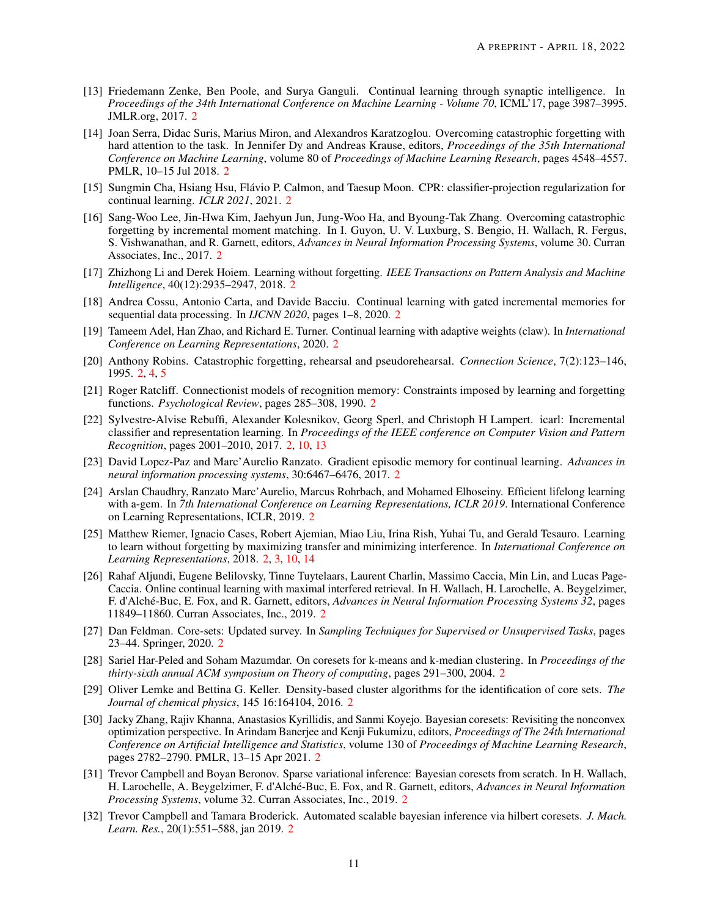[13] Friedemann Zenke, Ben Poole, and Surya Ganguli. Continual learning through synaptic intelligence. In *Proceedings of the 34th International Conference on Machine Learning - Volume 70*, ICML'17, page 3987–3995. JMLR.org, 2017. 2

[14] Joan Serra, Didac Suris, Marius Miron, and Alexandros Karatzoglou. Overcoming catastrophic forgetting with hard attention to the task. In Jennifer Dy and Andreas Krause, editors, *Proceedings of the 35th International Conference on Machine Learning*, volume 80 of *Proceedings of Machine Learning Research*, pages 4548–4557. PMLR, 10–15 Jul 2018. 2

[15] Sungmin Cha, Hsiang Hsu, Flávio P. Calmon, and Taesup Moon. CPR: classifier-projection regularization for continual learning. *ICLR 2021*, 2021. 2

[16] Sang-Woo Lee, Jin-Hwa Kim, Jaehyun Jun, Jung-Woo Ha, and Byoung-Tak Zhang. Overcoming catastrophic forgetting by incremental moment matching. In I. Guyon, U. V. Luxburg, S. Bengio, H. Wallach, R. Fergus, S. Vishwanathan, and R. Garnett, editors, *Advances in Neural Information Processing Systems*, volume 30. Curran Associates, Inc., 2017. 2

[17] Zhizhong Li and Derek Hoiem. Learning without forgetting. *IEEE Transactions on Pattern Analysis and Machine Intelligence*, 40(12):2935–2947, 2018. 2

[18] Andrea Cossu, Antonio Carta, and Davide Bacciu. Continual learning with gated incremental memories for sequential data processing. In *IJCNN 2020*, pages 1–8, 2020. 2

[19] Tameem Adel, Han Zhao, and Richard E. Turner. Continual learning with adaptive weights (claw). In *International Conference on Learning Representations*, 2020. 2

[20] Anthony Robins. Catastrophic forgetting, rehearsal and pseudorehearsal. *Connection Science*, 7(2):123–146, 1995. 2, 4, 5

[21] Roger Ratcliff. Connectionist models of recognition memory: Constraints imposed by learning and forgetting functions. *Psychological Review*, pages 285–308, 1990. 2

[22] Sylvestre-Alvise Rebuffi, Alexander Kolesnikov, Georg Sperl, and Christoph H Lampert. icarl: Incremental classifier and representation learning. In *Proceedings of the IEEE conference on Computer Vision and Pattern Recognition*, pages 2001–2010, 2017. 2, 10, 13

[23] David Lopez-Paz and Marc'Aurelio Ranzato. Gradient episodic memory for continual learning. *Advances in neural information processing systems*, 30:6467–6476, 2017. 2

[24] Arslan Chaudhry, Ranzato Marc'Aurelio, Marcus Rohrbach, and Mohamed Elhoseiny. Efficient lifelong learning with a-gem. In *7th International Conference on Learning Representations, ICLR 2019*. International Conference on Learning Representations, ICLR, 2019. 2

[25] Matthew Riemer, Ignacio Cases, Robert Ajemian, Miao Liu, Irina Rish, Yuhai Tu, and Gerald Tesauro. Learning to learn without forgetting by maximizing transfer and minimizing interference. In *International Conference on Learning Representations*, 2018. 2, 3, 10, 14

[26] Rahaf Aljundi, Eugene Belilovsky, Tinne Tuytelaars, Laurent Charlin, Massimo Caccia, Min Lin, and Lucas Page-Caccia. Online continual learning with maximal interfered retrieval. In H. Wallach, H. Larochelle, A. Beygelzimer, F. d'Alché-Buc, E. Fox, and R. Garnett, editors, *Advances in Neural Information Processing Systems 32*, pages 11849–11860. Curran Associates, Inc., 2019. 2

[27] Dan Feldman. Core-sets: Updated survey. In *Sampling Techniques for Supervised or Unsupervised Tasks*, pages 23–44. Springer, 2020. 2

[28] Sariel Har-Peled and Soham Mazumdar. On coresets for k-means and k-median clustering. In *Proceedings of the thirty-sixth annual ACM symposium on Theory of computing*, pages 291–300, 2004. 2

[29] Oliver Lemke and Bettina G. Keller. Density-based cluster algorithms for the identification of core sets. *The Journal of chemical physics*, 145 16:164104, 2016. 2

[30] Jacky Zhang, Rajiv Khanna, Anastasios Kyrillidis, and Sanmi Koyejo. Bayesian coresets: Revisiting the nonconvex optimization perspective. In Arindam Banerjee and Kenji Fukumizu, editors, *Proceedings of The 24th International Conference on Artificial Intelligence and Statistics*, volume 130 of *Proceedings of Machine Learning Research*, pages 2782–2790. PMLR, 13–15 Apr 2021. 2

[31] Trevor Campbell and Boyan Beronov. Sparse variational inference: Bayesian coresets from scratch. In H. Wallach, H. Larochelle, A. Beygelzimer, F. d'Alché-Buc, E. Fox, and R. Garnett, editors, *Advances in Neural Information Processing Systems*, volume 32. Curran Associates, Inc., 2019. 2

[32] Trevor Campbell and Tamara Broderick. Automated scalable bayesian inference via hilbert coresets. *J. Mach. Learn. Res.*, 20(1):551–588, jan 2019. 2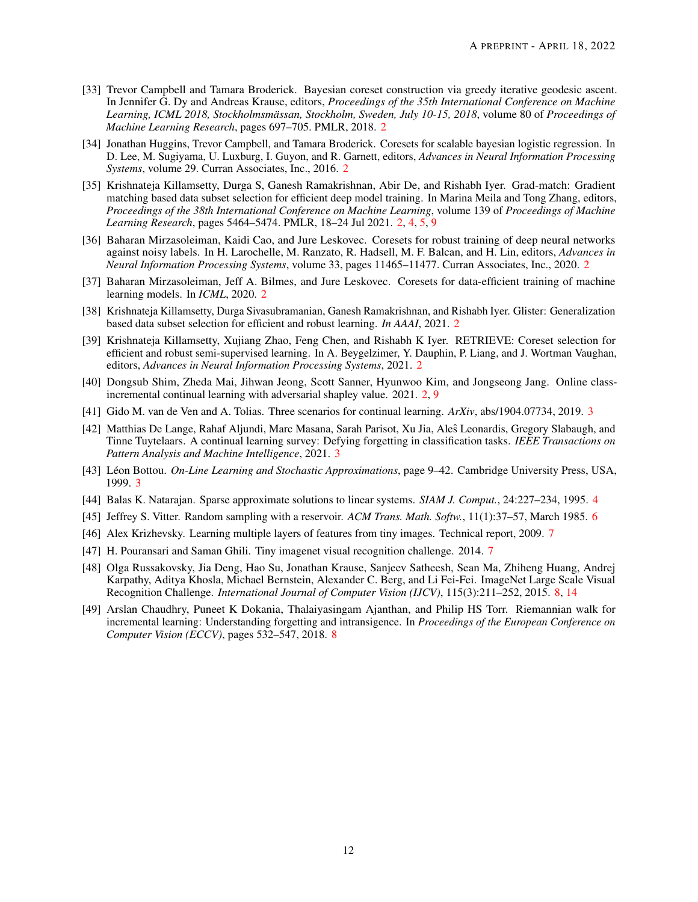[33] Trevor Campbell and Tamara Broderick. Bayesian coreset construction via greedy iterative geodesic ascent. In Jennifer G. Dy and Andreas Krause, editors, *Proceedings of the 35th International Conference on Machine Learning, ICML 2018, Stockholmsmässan, Stockholm, Sweden, July 10-15, 2018*, volume 80 of *Proceedings of Machine Learning Research*, pages 697–705. PMLR, 2018. 2

[34] Jonathan Huggins, Trevor Campbell, and Tamara Broderick. Coresets for scalable bayesian logistic regression. In D. Lee, M. Sugiyama, U. Luxburg, I. Guyon, and R. Garnett, editors, *Advances in Neural Information Processing Systems*, volume 29. Curran Associates, Inc., 2016. 2

[35] Krishnateja Killamsetty, Durga S, Ganesh Ramakrishnan, Abir De, and Rishabh Iyer. Grad-match: Gradient matching based data subset selection for efficient deep model training. In Marina Meila and Tong Zhang, editors, *Proceedings of the 38th International Conference on Machine Learning*, volume 139 of *Proceedings of Machine Learning Research*, pages 5464–5474. PMLR, 18–24 Jul 2021. 2, 4, 5, 9

[36] Baharan Mirzasoleiman, Kaidi Cao, and Jure Leskovec. Coresets for robust training of deep neural networks against noisy labels. In H. Larochelle, M. Ranzato, R. Hadsell, M. F. Balcan, and H. Lin, editors, *Advances in Neural Information Processing Systems*, volume 33, pages 11465–11477. Curran Associates, Inc., 2020. 2

[37] Baharan Mirzasoleiman, Jeff A. Bilmes, and Jure Leskovec. Coresets for data-efficient training of machine learning models. In *ICML*, 2020. 2

[38] Krishnateja Killamsetty, Durga Sivasubramanian, Ganesh Ramakrishnan, and Rishabh Iyer. Glister: Generalization based data subset selection for efficient and robust learning. *In AAAI*, 2021. 2

[39] Krishnateja Killamsetty, Xujiang Zhao, Feng Chen, and Rishabh K Iyer. RETRIEVE: Coreset selection for efficient and robust semi-supervised learning. In A. Beygelzimer, Y. Dauphin, P. Liang, and J. Wortman Vaughan, editors, *Advances in Neural Information Processing Systems*, 2021. 2

[40] Dongsub Shim, Zheda Mai, Jihwan Jeong, Scott Sanner, Hyunwoo Kim, and Jongseong Jang. Online class-incremental continual learning with adversarial shapley value. 2021. 2, 9

[41] Gido M. van de Ven and A. Tolias. Three scenarios for continual learning. *ArXiv*, abs/1904.07734, 2019. 3

[42] Matthias De Lange, Rahaf Aljundi, Marc Masana, Sarah Parisot, Xu Jia, Aleŝ Leonardis, Gregory Slabaugh, and Tinne Tuytelaars. A continual learning survey: Defying forgetting in classification tasks. *IEEE Transactions on Pattern Analysis and Machine Intelligence*, 2021. 3

[43] Léon Bottou. *On-Line Learning and Stochastic Approximations*, page 9–42. Cambridge University Press, USA, 1999. 3

[44] Balas K. Natarajan. Sparse approximate solutions to linear systems. *SIAM J. Comput.*, 24:227–234, 1995. 4

[45] Jeffrey S. Vitter. Random sampling with a reservoir. *ACM Trans. Math. Softw.*, 11(1):37–57, March 1985. 6

[46] Alex Krizhevsky. Learning multiple layers of features from tiny images. Technical report, 2009. 7

[47] H. Pouransari and Saman Ghili. Tiny imagenet visual recognition challenge. 2014. 7

[48] Olga Russakovsky, Jia Deng, Hao Su, Jonathan Krause, Sanjeev Satheesh, Sean Ma, Zhiheng Huang, Andrej Karpathy, Aditya Khosla, Michael Bernstein, Alexander C. Berg, and Li Fei-Fei. ImageNet Large Scale Visual Recognition Challenge. *International Journal of Computer Vision (IJCV)*, 115(3):211–252, 2015. 8, 14

[49] Arslan Chaudhry, Puneet K Dokania, Thalaiyasingam Ajanthan, and Philip HS Torr. Riemannian walk for incremental learning: Understanding forgetting and intransigence. In *Proceedings of the European Conference on Computer Vision (ECCV)*, pages 532–547, 2018. 8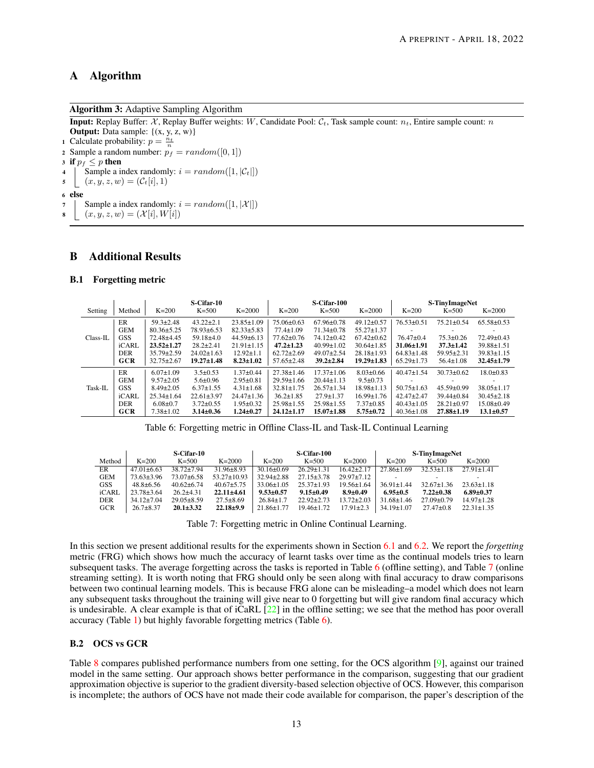# A Algorithm

**Algorithm 3:** Adaptive Sampling Algorithm

**Input:** Replay Buffer: $\mathcal{X}$, Replay Buffer weights: $W$, Candidate Pool: $\mathcal{C}_t$, Task sample count: $n_t$, Entire sample count: $n$
**Output:** Data sample: {(x, y, z, w)}

1 Calculate probability: $p = \frac{n_t}{n}$
2 Sample a random number: $p_f = random([0, 1])$
3 **if** $p_f \leq p$ **then**
4 Sample a index randomly: $i = random([1, |\mathcal{C}_t|])$
5 $(x, y, z, w) = (\mathcal{C}_t[i], 1)$
6 **else**
7 Sample a index randomly: $i = random([1, |\mathcal{X}|])$
8 $(x, y, z, w) = (\mathcal{X}[i], W[i])$

# B Additional Results

## B.1 Forgetting metric

| Setting | Method | S-Cifar-10 | | | S-Cifar-100 | | | S-TinyImageNet | | |
|---|---|---|---|---|---|---|---|---|---|---|
| | | K=200 | K=500 | K=2000 | K=200 | K=500 | K=2000 | K=200 | K=500 | K=2000 |
| Class-IL | ER | 59.3±2.48 | 43.22±2.1 | 23.85±1.09 | 75.06±0.63 | 67.96±0.78 | 49.12±0.57 | 76.53±0.51 | 75.21±0.54 | 65.58±0.53 |
| | GEM | 80.36±5.25 | 78.93±6.53 | 82.33±5.83 | 77.4±1.09 | 71.34±0.78 | 55.27±1.37 | - | - | - |
| | GSS | 72.48±4.45 | 59.18±4.0 | 44.59±6.13 | 77.62±0.76 | 74.12±0.42 | 67.42±0.62 | 76.47±0.4 | 75.3±0.26 | 72.49±0.43 |
| | iCARL | **23.52±1.27** | 28.2±2.41 | 21.91±1.15 | **47.2±1.23** | 40.99±1.02 | 30.64±1.85 | **31.06±1.91** | **37.3±1.42** | 39.88±1.51 |
| | DER | 35.79±2.59 | 24.02±1.63 | 12.92±1.1 | 62.72±2.69 | 49.07±2.54 | 28.18±1.93 | 64.83±1.48 | 59.95±2.31 | 39.83±1.15 |
| | **GCR** | 32.75±2.67 | **19.27±1.48** | **8.23±1.02** | 57.65±2.48 | **39.2±2.84** | **19.29±1.83** | 65.29±1.73 | 56.4±1.08 | **32.45±1.79** |
| Task-IL | ER | 6.07±1.09 | 3.5±0.53 | 1.37±0.44 | 27.38±1.46 | 17.37±1.06 | 8.03±0.66 | 40.47±1.54 | 30.73±0.62 | 18.0±0.83 |
| | GEM | 9.57±2.05 | 5.6±0.96 | 2.95±0.81 | 29.59±1.66 | 20.44±1.13 | 9.5±0.73 | - | - | - |
| | GSS | 8.49±2.05 | 6.37±1.55 | 4.31±1.68 | 32.81±1.75 | 26.57±1.34 | 18.98±1.13 | 50.75±1.63 | 45.59±0.99 | 38.05±1.17 |
| | iCARL | 25.34±1.64 | 22.61±3.97 | 24.47±1.36 | 36.2±1.85 | 27.9±1.37 | 16.99±1.76 | 42.47±2.47 | 39.44±0.84 | 30.45±2.18 |
| | DER | 6.08±0.7 | 3.72±0.55 | 1.95±0.32 | 25.98±1.55 | 25.98±1.55 | 7.37±0.85 | 40.43±1.05 | 28.21±0.97 | 15.08±0.49 |
| | **GCR** | 7.38±1.02 | **3.14±0.36** | **1.24±0.27** | **24.12±1.17** | **15.07±1.88** | **5.75±0.72** | 40.36±1.08 | **27.88±1.19** | **13.1±0.57** |

Table 6: Forgetting metric in Offline Class-IL and Task-IL Continual Learning

| Method | S-Cifar-10 | | | S-Cifar-100 | | | S-TinyImageNet | | |
|---|---|---|---|---|---|---|---|---|---|
| | K=200 | K=500 | K=2000 | K=200 | K=500 | K=2000 | K=200 | K=500 | K=2000 |
| ER | 47.01±6.63 | 38.72±7.94 | 31.96±8.93 | 30.16±0.69 | 26.29±1.31 | 16.42±2.17 | 27.86±1.69 | 32.53±1.18 | 27.91±1.41 |
| GEM | 73.63±3.96 | 73.07±6.58 | 53.27±10.93 | 32.94±2.88 | 27.15±3.78 | 29.97±7.12 | - | - | - |
| GSS | 48.8±6.56 | 40.62±6.74 | 40.67±5.75 | 33.06±1.05 | 25.37±1.93 | 19.56±1.64 | 36.91±1.44 | 32.67±1.36 | 23.63±1.18 |
| iCARL | 23.78±3.64 | 26.2±4.31 | **22.11±4.61** | **9.53±0.57** | **9.15±0.49** | **8.9±0.49** | **6.95±0.5** | **7.22±0.38** | **6.89±0.37** |
| DER | 34.12±7.04 | 29.05±8.59 | 27.5±8.69 | 26.84±1.7 | 22.92±2.73 | 13.72±2.03 | 31.68±1.46 | 27.09±0.79 | 14.97±1.28 |
| GCR | 26.7±8.37 | **20.1±3.32** | **22.18±9.9** | 21.86±1.77 | 19.46±1.72 | 17.91±2.3 | 34.19±1.07 | 27.47±0.8 | 22.31±1.35 |

Table 7: Forgetting metric in Online Continual Learning.

In this section we present additional results for the experiments shown in Section 6.1 and 6.2. We report the *forgetting* metric (FRG) which shows how much the accuracy of learnt tasks over time as the continual models tries to learn subsequent tasks. The average forgetting across the tasks is reported in Table 6 (offline setting), and Table 7 (online streaming setting). It is worth noting that FRG should only be seen along with final accuracy to draw comparisons between two continual learning models. This is because FRG alone can be misleading–a model which does not learn any subsequent tasks throughout the training will give near to 0 forgetting but will give random final accuracy which is undesirable. A clear example is that of iCaRL [22] in the offline setting; we see that the method has poor overall accuracy (Table 1) but highly favorable forgetting metrics (Table 6).

## B.2 OCS vs GCR

Table 8 compares published performance numbers from one setting, for the OCS algorithm [9], against our trained model in the same setting. Our approach shows better performance in the comparison, suggesting that our gradient approximation objective is superior to the gradient diversity-based selection objective of OCS. However, this comparison is incomplete; the authors of OCS have not made their code available for comparison, the paper's description of the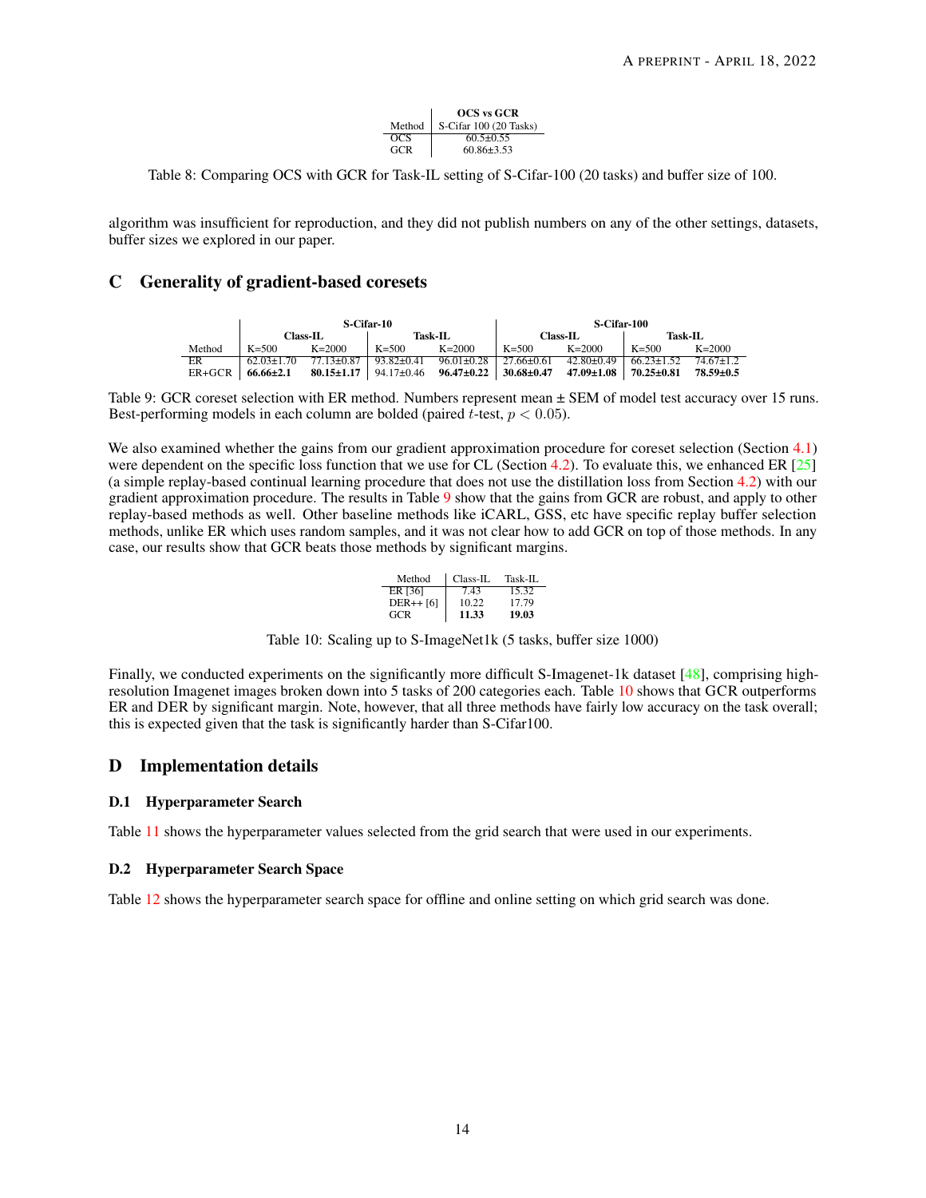| Method | OCS vs GCR S-Cifar 100 (20 Tasks) |
|---|---|
| OCS | 60.5±0.55 |
| GCR | 60.86±3.53 |

Table 8: Comparing OCS with GCR for Task-IL setting of S-Cifar-100 (20 tasks) and buffer size of 100.

algorithm was insufficient for reproduction, and they did not publish numbers on any of the other settings, datasets, buffer sizes we explored in our paper.

# C Generality of gradient-based coresets

| | S-Cifar-10 | | | | S-Cifar-100 | | | |
|---|---|---|---|---|---|---|---|---|
| | Class-IL | | Task-IL | | Class-IL | | Task-IL | |
| Method | K=500 | K=2000 | K=500 | K=2000 | K=500 | K=2000 | K=500 | K=2000 |
| ER | 62.03±1.70 | 77.13±0.87 | 93.82±0.41 | 96.01±0.28 | 27.66±0.61 | 42.80±0.49 | 66.23±1.52 | 74.67±1.2 |
| ER+GCR | **66.66±2.1** | **80.15±1.17** | 94.17±0.46 | **96.47±0.22** | **30.68±0.47** | **47.09±1.08** | **70.25±0.81** | **78.59±0.5** |

Table 9: GCR coreset selection with ER method. Numbers represent mean ± SEM of model test accuracy over 15 runs. Best-performing models in each column are bolded (paired $t$-test, $p < 0.05$).

We also examined whether the gains from our gradient approximation procedure for coreset selection (Section 4.1) were dependent on the specific loss function that we use for CL (Section 4.2). To evaluate this, we enhanced ER [25] (a simple replay-based continual learning procedure that does not use the distillation loss from Section 4.2) with our gradient approximation procedure. The results in Table 9 show that the gains from GCR are robust, and apply to other replay-based methods as well. Other baseline methods like iCARL, GSS, etc have specific replay buffer selection methods, unlike ER which uses random samples, and it was not clear how to add GCR on top of those methods. In any case, our results show that GCR beats those methods by significant margins.

| Method | Class-IL | Task-IL |
|---|---|---|
| ER [36] | 7.43 | 15.32 |
| DER++ [6] | 10.22 | 17.79 |
| GCR | **11.33** | **19.03** |

Table 10: Scaling up to S-ImageNet1k (5 tasks, buffer size 1000)

Finally, we conducted experiments on the significantly more difficult S-Imagenet-1k dataset [48], comprising high-resolution Imagenet images broken down into 5 tasks of 200 categories each. Table 10 shows that GCR outperforms ER and DER by significant margin. Note, however, that all three methods have fairly low accuracy on the task overall; this is expected given that the task is significantly harder than S-Cifar100.

# D Implementation details

## D.1 Hyperparameter Search

Table 11 shows the hyperparameter values selected from the grid search that were used in our experiments.

## D.2 Hyperparameter Search Space

Table 12 shows the hyperparameter search space for offline and online setting on which grid search was done.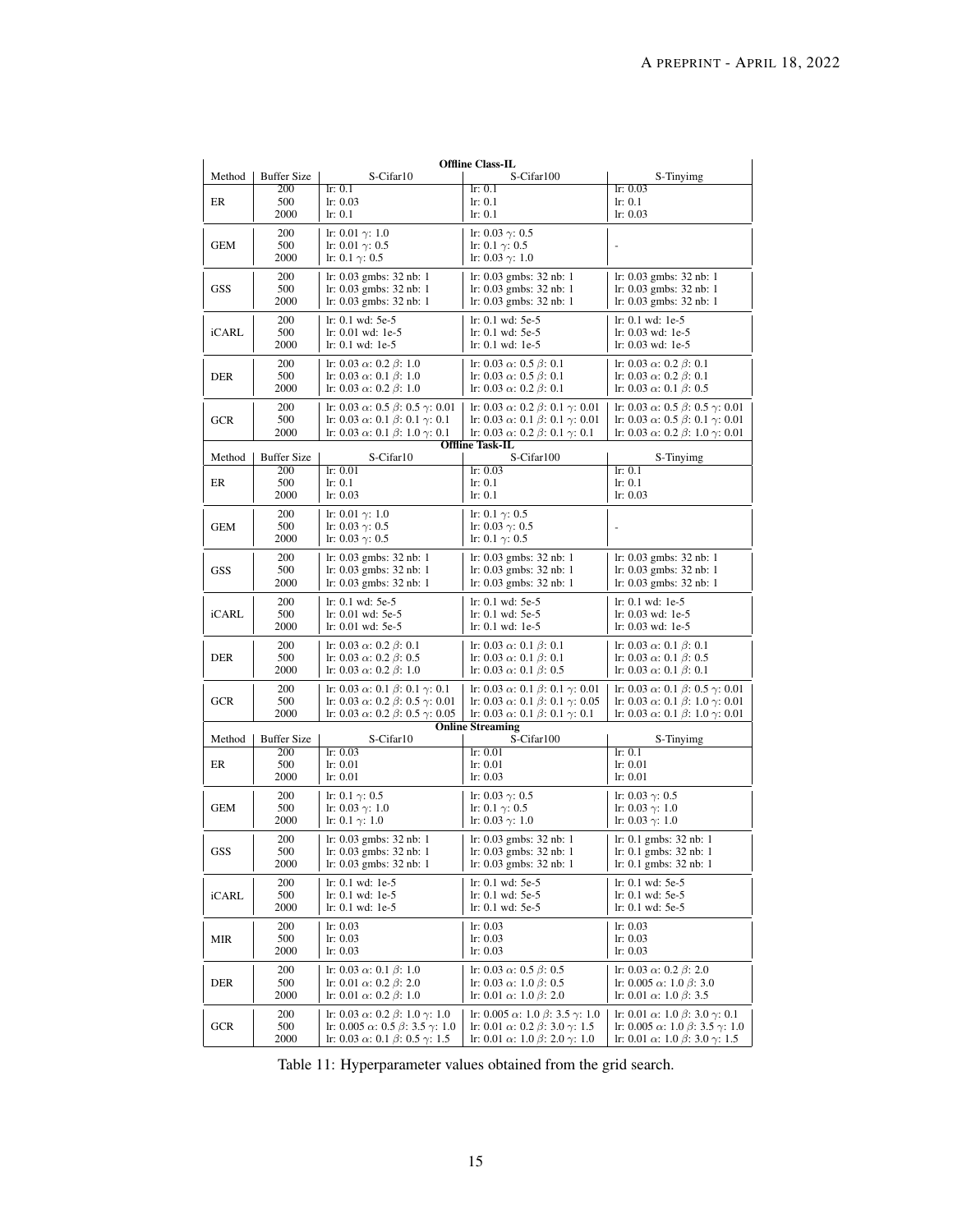| Method | Buffer Size | S-Cifar10 | S-Cifar100 | S-Tinyimg |
|---|---|---|---|---|
| **Offline Class-IL** | | | | |
| ER | 200 | lr: 0.1 | lr: 0.1 | lr: 0.03 |
| | 500 | lr: 0.03 | lr: 0.1 | lr: 0.1 |
| | 2000 | lr: 0.1 | lr: 0.1 | lr: 0.03 |
| GEM | 200 | lr: 0.01 $\gamma$: 1.0 | lr: 0.03 $\gamma$: 0.5 | - |
| | 500 | lr: 0.01 $\gamma$: 0.5 | lr: 0.1 $\gamma$: 0.5 | |
| | 2000 | lr: 0.1 $\gamma$: 0.5 | lr: 0.03 $\gamma$: 1.0 | |
| GSS | 200 | lr: 0.03 gmbs: 32 nb: 1 | lr: 0.03 gmbs: 32 nb: 1 | lr: 0.03 gmbs: 32 nb: 1 |
| | 500 | lr: 0.03 gmbs: 32 nb: 1 | lr: 0.03 gmbs: 32 nb: 1 | lr: 0.03 gmbs: 32 nb: 1 |
| | 2000 | lr: 0.03 gmbs: 32 nb: 1 | lr: 0.03 gmbs: 32 nb: 1 | lr: 0.03 gmbs: 32 nb: 1 |
| iCARL | 200 | lr: 0.1 wd: 5e-5 | lr: 0.1 wd: 5e-5 | lr: 0.1 wd: 1e-5 |
| | 500 | lr: 0.01 wd: 1e-5 | lr: 0.1 wd: 5e-5 | lr: 0.03 wd: 1e-5 |
| | 2000 | lr: 0.1 wd: 1e-5 | lr: 0.1 wd: 1e-5 | lr: 0.03 wd: 1e-5 |
| DER | 200 | lr: 0.03 $\alpha$: 0.2 $\beta$: 1.0 | lr: 0.03 $\alpha$: 0.5 $\beta$: 0.1 | lr: 0.03 $\alpha$: 0.2 $\beta$: 0.1 |
| | 500 | lr: 0.03 $\alpha$: 0.1 $\beta$: 1.0 | lr: 0.03 $\alpha$: 0.5 $\beta$: 0.1 | lr: 0.03 $\alpha$: 0.2 $\beta$: 0.1 |
| | 2000 | lr: 0.03 $\alpha$: 0.2 $\beta$: 1.0 | lr: 0.03 $\alpha$: 0.2 $\beta$: 0.1 | lr: 0.03 $\alpha$: 0.1 $\beta$: 0.5 |
| GCR | 200 | lr: 0.03 $\alpha$: 0.5 $\beta$: 0.5 $\gamma$: 0.01 | lr: 0.03 $\alpha$: 0.2 $\beta$: 0.1 $\gamma$: 0.01 | lr: 0.03 $\alpha$: 0.5 $\beta$: 0.5 $\gamma$: 0.01 |
| | 500 | lr: 0.03 $\alpha$: 0.1 $\beta$: 0.1 $\gamma$: 0.1 | lr: 0.03 $\alpha$: 0.1 $\beta$: 0.1 $\gamma$: 0.01 | lr: 0.03 $\alpha$: 0.5 $\beta$: 0.1 $\gamma$: 0.01 |
| | 2000 | lr: 0.03 $\alpha$: 0.1 $\beta$: 1.0 $\gamma$: 0.1 | lr: 0.03 $\alpha$: 0.2 $\beta$: 0.1 $\gamma$: 0.1 | lr: 0.03 $\alpha$: 0.2 $\beta$: 1.0 $\gamma$: 0.01 |
| **Offline Task-IL** | | | | |
| ER | 200 | lr: 0.01 | lr: 0.03 | lr: 0.1 |
| | 500 | lr: 0.1 | lr: 0.1 | lr: 0.1 |
| | 2000 | lr: 0.03 | lr: 0.1 | lr: 0.03 |
| GEM | 200 | lr: 0.01 $\gamma$: 1.0 | lr: 0.1 $\gamma$: 0.5 | - |
| | 500 | lr: 0.03 $\gamma$: 0.5 | lr: 0.03 $\gamma$: 0.5 | |
| | 2000 | lr: 0.03 $\gamma$: 0.5 | lr: 0.1 $\gamma$: 0.5 | |
| GSS | 200 | lr: 0.03 gmbs: 32 nb: 1 | lr: 0.03 gmbs: 32 nb: 1 | lr: 0.03 gmbs: 32 nb: 1 |
| | 500 | lr: 0.03 gmbs: 32 nb: 1 | lr: 0.03 gmbs: 32 nb: 1 | lr: 0.03 gmbs: 32 nb: 1 |
| | 2000 | lr: 0.03 gmbs: 32 nb: 1 | lr: 0.03 gmbs: 32 nb: 1 | lr: 0.03 gmbs: 32 nb: 1 |
| iCARL | 200 | lr: 0.1 wd: 5e-5 | lr: 0.1 wd: 5e-5 | lr: 0.1 wd: 1e-5 |
| | 500 | lr: 0.01 wd: 5e-5 | lr: 0.1 wd: 5e-5 | lr: 0.03 wd: 1e-5 |
| | 2000 | lr: 0.01 wd: 5e-5 | lr: 0.1 wd: 1e-5 | lr: 0.03 wd: 1e-5 |
| DER | 200 | lr: 0.03 $\alpha$: 0.2 $\beta$: 0.1 | lr: 0.03 $\alpha$: 0.1 $\beta$: 0.1 | lr: 0.03 $\alpha$: 0.1 $\beta$: 0.1 |
| | 500 | lr: 0.03 $\alpha$: 0.2 $\beta$: 0.5 | lr: 0.03 $\alpha$: 0.1 $\beta$: 0.1 | lr: 0.03 $\alpha$: 0.1 $\beta$: 0.5 |
| | 2000 | lr: 0.03 $\alpha$: 0.2 $\beta$: 1.0 | lr: 0.03 $\alpha$: 0.1 $\beta$: 0.5 | lr: 0.03 $\alpha$: 0.1 $\beta$: 0.1 |
| GCR | 200 | lr: 0.03 $\alpha$: 0.1 $\beta$: 0.1 $\gamma$: 0.1 | lr: 0.03 $\alpha$: 0.1 $\beta$: 0.1 $\gamma$: 0.01 | lr: 0.03 $\alpha$: 0.1 $\beta$: 0.5 $\gamma$: 0.01 |
| | 500 | lr: 0.03 $\alpha$: 0.2 $\beta$: 0.5 $\gamma$: 0.01 | lr: 0.03 $\alpha$: 0.1 $\beta$: 0.1 $\gamma$: 0.05 | lr: 0.03 $\alpha$: 0.1 $\beta$: 1.0 $\gamma$: 0.01 |
| | 2000 | lr: 0.03 $\alpha$: 0.2 $\beta$: 0.5 $\gamma$: 0.05 | lr: 0.03 $\alpha$: 0.1 $\beta$: 0.1 $\gamma$: 0.1 | lr: 0.03 $\alpha$: 0.1 $\beta$: 1.0 $\gamma$: 0.01 |
| **Online Streaming** | | | | |
| ER | 200 | lr: 0.03 | lr: 0.01 | lr: 0.1 |
| | 500 | lr: 0.01 | lr: 0.01 | lr: 0.01 |
| | 2000 | lr: 0.01 | lr: 0.03 | lr: 0.01 |
| GEM | 200 | lr: 0.1 $\gamma$: 0.5 | lr: 0.03 $\gamma$: 0.5 | lr: 0.03 $\gamma$: 0.5 |
| | 500 | lr: 0.03 $\gamma$: 1.0 | lr: 0.1 $\gamma$: 0.5 | lr: 0.03 $\gamma$: 1.0 |
| | 2000 | lr: 0.1 $\gamma$: 1.0 | lr: 0.03 $\gamma$: 1.0 | lr: 0.03 $\gamma$: 1.0 |
| GSS | 200 | lr: 0.03 gmbs: 32 nb: 1 | lr: 0.03 gmbs: 32 nb: 1 | lr: 0.1 gmbs: 32 nb: 1 |
| | 500 | lr: 0.03 gmbs: 32 nb: 1 | lr: 0.03 gmbs: 32 nb: 1 | lr: 0.1 gmbs: 32 nb: 1 |
| | 2000 | lr: 0.03 gmbs: 32 nb: 1 | lr: 0.03 gmbs: 32 nb: 1 | lr: 0.1 gmbs: 32 nb: 1 |
| iCARL | 200 | lr: 0.1 wd: 1e-5 | lr: 0.1 wd: 5e-5 | lr: 0.1 wd: 5e-5 |
| | 500 | lr: 0.1 wd: 1e-5 | lr: 0.1 wd: 5e-5 | lr: 0.1 wd: 5e-5 |
| | 2000 | lr: 0.1 wd: 1e-5 | lr: 0.1 wd: 5e-5 | lr: 0.1 wd: 5e-5 |
| MIR | 200 | lr: 0.03 | lr: 0.03 | lr: 0.03 |
| | 500 | lr: 0.03 | lr: 0.03 | lr: 0.03 |
| | 2000 | lr: 0.03 | lr: 0.03 | lr: 0.03 |
| DER | 200 | lr: 0.03 $\alpha$: 0.1 $\beta$: 1.0 | lr: 0.03 $\alpha$: 0.5 $\beta$: 0.5 | lr: 0.03 $\alpha$: 0.2 $\beta$: 2.0 |
| | 500 | lr: 0.01 $\alpha$: 0.2 $\beta$: 2.0 | lr: 0.03 $\alpha$: 1.0 $\beta$: 0.5 | lr: 0.005 $\alpha$: 1.0 $\beta$: 3.0 |
| | 2000 | lr: 0.01 $\alpha$: 0.2 $\beta$: 1.0 | lr: 0.01 $\alpha$: 1.0 $\beta$: 2.0 | lr: 0.01 $\alpha$: 1.0 $\beta$: 3.5 |
| GCR | 200 | lr: 0.03 $\alpha$: 0.2 $\beta$: 1.0 $\gamma$: 1.0 | lr: 0.005 $\alpha$: 1.0 $\beta$: 3.5 $\gamma$: 1.0 | lr: 0.01 $\alpha$: 1.0 $\beta$: 3.0 $\gamma$: 0.1 |
| | 500 | lr: 0.005 $\alpha$: 0.5 $\beta$: 3.5 $\gamma$: 1.0 | lr: 0.01 $\alpha$: 0.2 $\beta$: 3.0 $\gamma$: 1.5 | lr: 0.005 $\alpha$: 1.0 $\beta$: 3.5 $\gamma$: 1.0 |
| | 2000 | lr: 0.03 $\alpha$: 0.1 $\beta$: 0.5 $\gamma$: 1.5 | lr: 0.01 $\alpha$: 1.0 $\beta$: 2.0 $\gamma$: 1.0 | lr: 0.01 $\alpha$: 1.0 $\beta$: 3.0 $\gamma$: 1.5 |

Table 11: Hyperparameter values obtained from the grid search.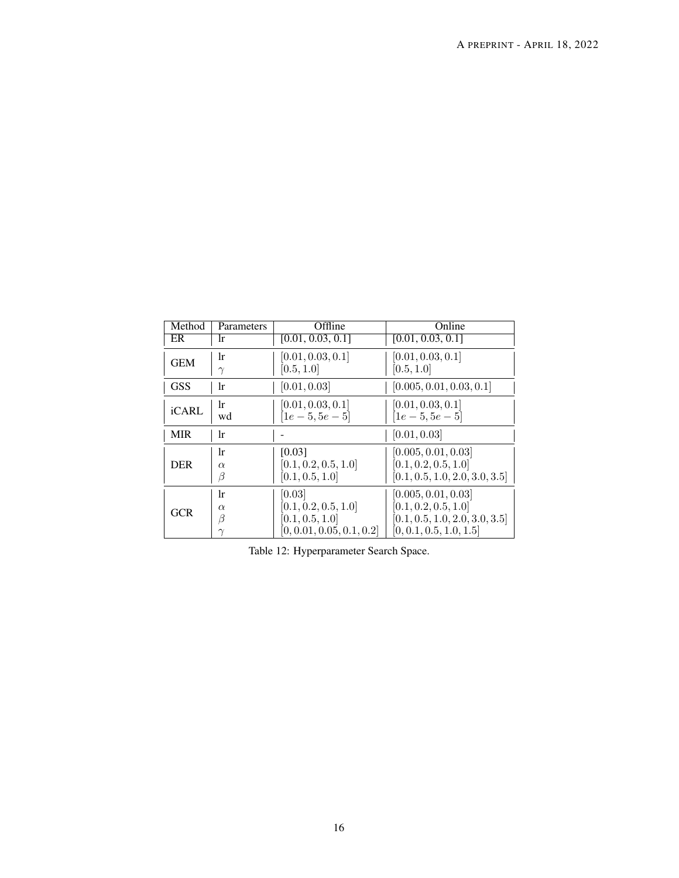| Method | Parameters | Offline | Online |
|---|---|---|---|
| ER | lr | [0.01, 0.03, 0.1] | [0.01, 0.03, 0.1] |
| GEM | lr | $[0.01, 0.03, 0.1]$ | $[0.01, 0.03, 0.1]$ |
| | $\gamma$ | $[0.5, 1.0]$ | $[0.5, 1.0]$ |
| GSS | lr | $[0.01, 0.03]$ | $[0.005, 0.01, 0.03, 0.1]$ |
| iCARL | lr | $[0.01, 0.03, 0.1]$ | $[0.01, 0.03, 0.1]$ |
| | wd | $[1e-5, 5e-5]$ | $[1e-5, 5e-5]$ |
| MIR | lr | - | $[0.01, 0.03]$ |
| DER | lr | [0.03] | $[0.005, 0.01, 0.03]$ |
| | $\alpha$ | $[0.1, 0.2, 0.5, 1.0]$ | $[0.1, 0.2, 0.5, 1.0]$ |
| | $\beta$ | $[0.1, 0.5, 1.0]$ | $[0.1, 0.5, 1.0, 2.0, 3.0, 3.5]$ |
| GCR | lr | $[0.03]$ | $[0.005, 0.01, 0.03]$ |
| | $\alpha$ | $[0.1, 0.2, 0.5, 1.0]$ | $[0.1, 0.2, 0.5, 1.0]$ |
| | $\beta$ | $[0.1, 0.5, 1.0]$ | $[0.1, 0.5, 1.0, 2.0, 3.0, 3.5]$ |
| | $\gamma$ | $[0, 0.01, 0.05, 0.1, 0.2]$ | $[0, 0.1, 0.5, 1.0, 1.5]$ |

Table 12: Hyperparameter Search Space.